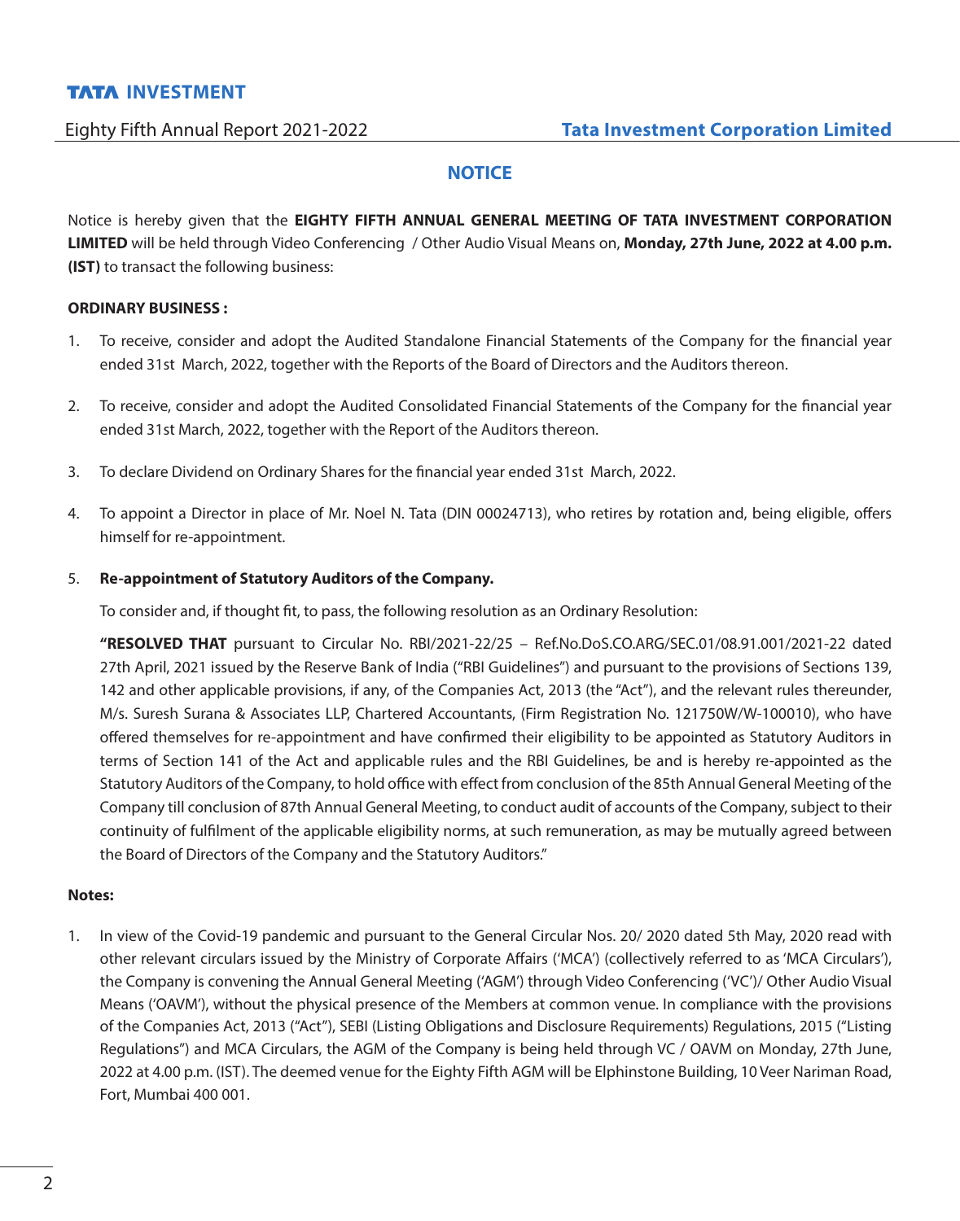# NOTICE

Notice is hereby given that the **EIGHTY FIFTH ANNUAL GENERAL MEETING OF TATA INVESTMENT CORPORATION LIMITED** will be held through Video Conferencing / Other Audio Visual Means on, **Monday, 27th June, 2022 at 4.00 p.m. (IST)** to transact the following business:

**ORDINARY BUSINESS :**

1. To receive, consider and adopt the Audited Standalone Financial Statements of the Company for the financial year ended 31st March, 2022, together with the Reports of the Board of Directors and the Auditors thereon.

2. To receive, consider and adopt the Audited Consolidated Financial Statements of the Company for the financial year ended 31st March, 2022, together with the Report of the Auditors thereon.

3. To declare Dividend on Ordinary Shares for the financial year ended 31st March, 2022.

4. To appoint a Director in place of Mr. Noel N. Tata (DIN 00024713), who retires by rotation and, being eligible, offers himself for re-appointment.

5. **Re-appointment of Statutory Auditors of the Company.**

   To consider and, if thought fit, to pass, the following resolution as an Ordinary Resolution:

   "**RESOLVED THAT** pursuant to Circular No. RBI/2021-22/25 – Ref.No.DoS.CO.ARG/SEC.01/08.91.001/2021-22 dated 27th April, 2021 issued by the Reserve Bank of India ("RBI Guidelines") and pursuant to the provisions of Sections 139, 142 and other applicable provisions, if any, of the Companies Act, 2013 (the "Act"), and the relevant rules thereunder, M/s. Suresh Surana & Associates LLP, Chartered Accountants, (Firm Registration No. 121750W/W-100010), who have offered themselves for re-appointment and have confirmed their eligibility to be appointed as Statutory Auditors in terms of Section 141 of the Act and applicable rules and the RBI Guidelines, be and is hereby re-appointed as the Statutory Auditors of the Company, to hold office with effect from conclusion of the 85th Annual General Meeting of the Company till conclusion of 87th Annual General Meeting, to conduct audit of accounts of the Company, subject to their continuity of fulfilment of the applicable eligibility norms, at such remuneration, as may be mutually agreed between the Board of Directors of the Company and the Statutory Auditors."

**Notes:**

1. In view of the Covid-19 pandemic and pursuant to the General Circular Nos. 20/ 2020 dated 5th May, 2020 read with other relevant circulars issued by the Ministry of Corporate Affairs ('MCA') (collectively referred to as 'MCA Circulars'), the Company is convening the Annual General Meeting ('AGM') through Video Conferencing ('VC')/ Other Audio Visual Means ('OAVM'), without the physical presence of the Members at common venue. In compliance with the provisions of the Companies Act, 2013 ("Act"), SEBI (Listing Obligations and Disclosure Requirements) Regulations, 2015 ("Listing Regulations") and MCA Circulars, the AGM of the Company is being held through VC / OAVM on Monday, 27th June, 2022 at 4.00 p.m. (IST). The deemed venue for the Eighty Fifth AGM will be Elphinstone Building, 10 Veer Nariman Road, Fort, Mumbai 400 001.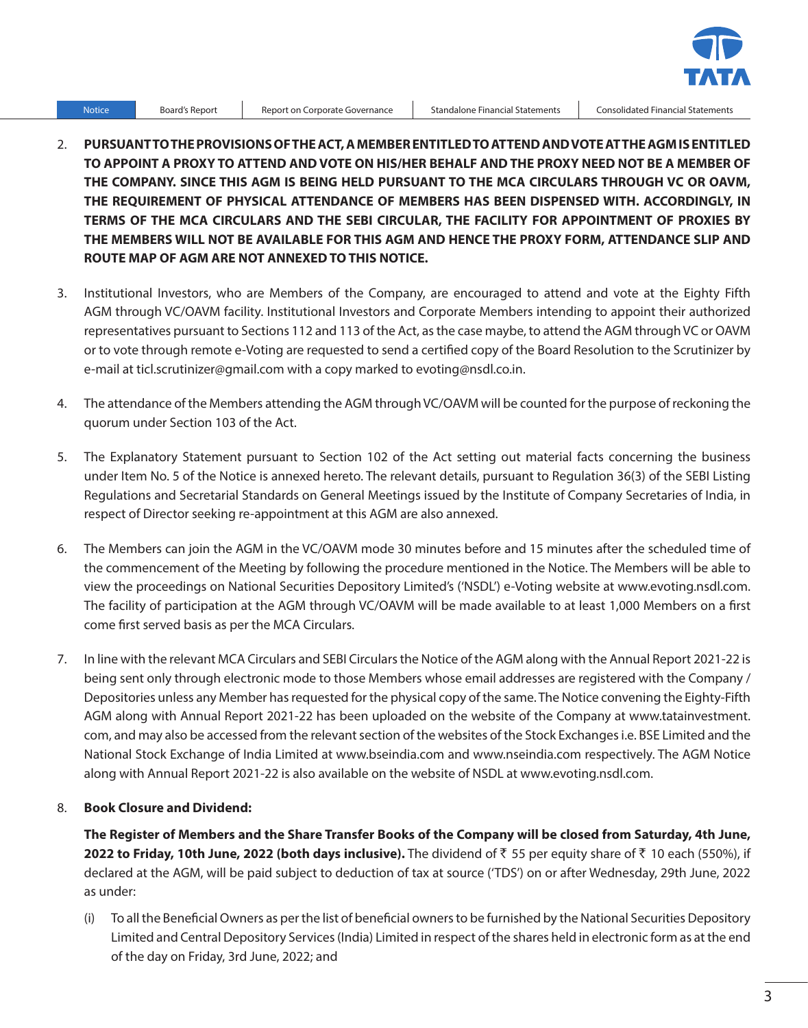2. **PURSUANT TO THE PROVISIONS OF THE ACT, A MEMBER ENTITLED TO ATTEND AND VOTE AT THE AGM IS ENTITLED TO APPOINT A PROXY TO ATTEND AND VOTE ON HIS/HER BEHALF AND THE PROXY NEED NOT BE A MEMBER OF THE COMPANY. SINCE THIS AGM IS BEING HELD PURSUANT TO THE MCA CIRCULARS THROUGH VC OR OAVM, THE REQUIREMENT OF PHYSICAL ATTENDANCE OF MEMBERS HAS BEEN DISPENSED WITH. ACCORDINGLY, IN TERMS OF THE MCA CIRCULARS AND THE SEBI CIRCULAR, THE FACILITY FOR APPOINTMENT OF PROXIES BY THE MEMBERS WILL NOT BE AVAILABLE FOR THIS AGM AND HENCE THE PROXY FORM, ATTENDANCE SLIP AND ROUTE MAP OF AGM ARE NOT ANNEXED TO THIS NOTICE.**

3. Institutional Investors, who are Members of the Company, are encouraged to attend and vote at the Eighty Fifth AGM through VC/OAVM facility. Institutional Investors and Corporate Members intending to appoint their authorized representatives pursuant to Sections 112 and 113 of the Act, as the case maybe, to attend the AGM through VC or OAVM or to vote through remote e-Voting are requested to send a certified copy of the Board Resolution to the Scrutinizer by e-mail at ticl.scrutinizer@gmail.com with a copy marked to evoting@nsdl.co.in.

4. The attendance of the Members attending the AGM through VC/OAVM will be counted for the purpose of reckoning the quorum under Section 103 of the Act.

5. The Explanatory Statement pursuant to Section 102 of the Act setting out material facts concerning the business under Item No. 5 of the Notice is annexed hereto. The relevant details, pursuant to Regulation 36(3) of the SEBI Listing Regulations and Secretarial Standards on General Meetings issued by the Institute of Company Secretaries of India, in respect of Director seeking re-appointment at this AGM are also annexed.

6. The Members can join the AGM in the VC/OAVM mode 30 minutes before and 15 minutes after the scheduled time of the commencement of the Meeting by following the procedure mentioned in the Notice. The Members will be able to view the proceedings on National Securities Depository Limited's ('NSDL') e-Voting website at www.evoting.nsdl.com. The facility of participation at the AGM through VC/OAVM will be made available to at least 1,000 Members on a first come first served basis as per the MCA Circulars.

7. In line with the relevant MCA Circulars and SEBI Circulars the Notice of the AGM along with the Annual Report 2021-22 is being sent only through electronic mode to those Members whose email addresses are registered with the Company / Depositories unless any Member has requested for the physical copy of the same. The Notice convening the Eighty-Fifth AGM along with Annual Report 2021-22 has been uploaded on the website of the Company at www.tatainvestment.com, and may also be accessed from the relevant section of the websites of the Stock Exchanges i.e. BSE Limited and the National Stock Exchange of India Limited at www.bseindia.com and www.nseindia.com respectively. The AGM Notice along with Annual Report 2021-22 is also available on the website of NSDL at www.evoting.nsdl.com.

8. **Book Closure and Dividend:**

   **The Register of Members and the Share Transfer Books of the Company will be closed from Saturday, 4th June, 2022 to Friday, 10th June, 2022 (both days inclusive).** The dividend of ₹ 55 per equity share of ₹ 10 each (550%), if declared at the AGM, will be paid subject to deduction of tax at source ('TDS') on or after Wednesday, 29th June, 2022 as under:

   (i) To all the Beneficial Owners as per the list of beneficial owners to be furnished by the National Securities Depository Limited and Central Depository Services (India) Limited in respect of the shares held in electronic form as at the end of the day on Friday, 3rd June, 2022; and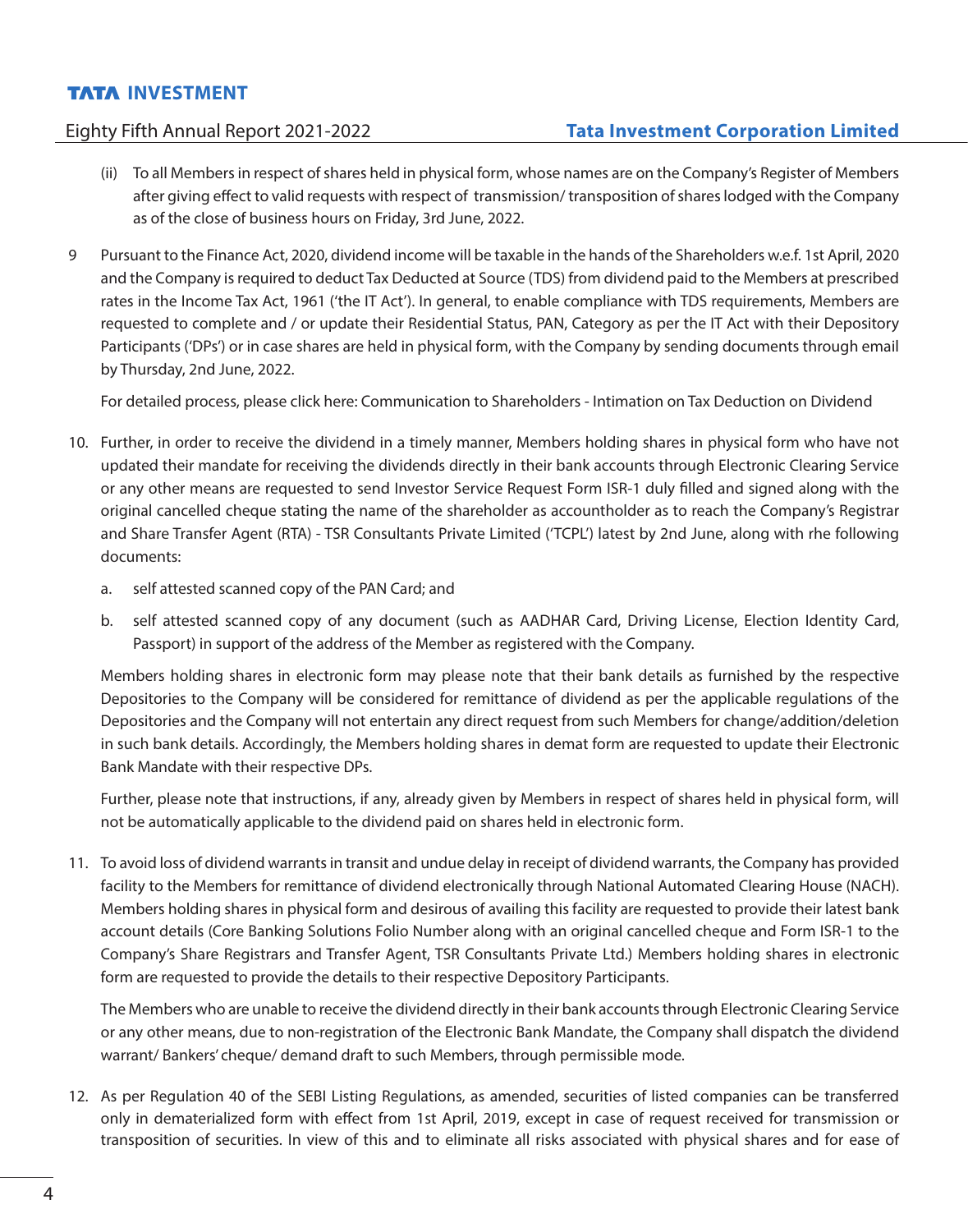(ii) To all Members in respect of shares held in physical form, whose names are on the Company's Register of Members after giving effect to valid requests with respect of transmission/ transposition of shares lodged with the Company as of the close of business hours on Friday, 3rd June, 2022.

9 Pursuant to the Finance Act, 2020, dividend income will be taxable in the hands of the Shareholders w.e.f. 1st April, 2020 and the Company is required to deduct Tax Deducted at Source (TDS) from dividend paid to the Members at prescribed rates in the Income Tax Act, 1961 ('the IT Act'). In general, to enable compliance with TDS requirements, Members are requested to complete and / or update their Residential Status, PAN, Category as per the IT Act with their Depository Participants ('DPs') or in case shares are held in physical form, with the Company by sending documents through email by Thursday, 2nd June, 2022.

For detailed process, please click here: Communication to Shareholders - Intimation on Tax Deduction on Dividend

10. Further, in order to receive the dividend in a timely manner, Members holding shares in physical form who have not updated their mandate for receiving the dividends directly in their bank accounts through Electronic Clearing Service or any other means are requested to send Investor Service Request Form ISR-1 duly filled and signed along with the original cancelled cheque stating the name of the shareholder as accountholder as to reach the Company's Registrar and Share Transfer Agent (RTA) - TSR Consultants Private Limited ('TCPL') latest by 2nd June, along with rhe following documents:

a. self attested scanned copy of the PAN Card; and

b. self attested scanned copy of any document (such as AADHAR Card, Driving License, Election Identity Card, Passport) in support of the address of the Member as registered with the Company.

Members holding shares in electronic form may please note that their bank details as furnished by the respective Depositories to the Company will be considered for remittance of dividend as per the applicable regulations of the Depositories and the Company will not entertain any direct request from such Members for change/addition/deletion in such bank details. Accordingly, the Members holding shares in demat form are requested to update their Electronic Bank Mandate with their respective DPs.

Further, please note that instructions, if any, already given by Members in respect of shares held in physical form, will not be automatically applicable to the dividend paid on shares held in electronic form.

11. To avoid loss of dividend warrants in transit and undue delay in receipt of dividend warrants, the Company has provided facility to the Members for remittance of dividend electronically through National Automated Clearing House (NACH). Members holding shares in physical form and desirous of availing this facility are requested to provide their latest bank account details (Core Banking Solutions Folio Number along with an original cancelled cheque and Form ISR-1 to the Company's Share Registrars and Transfer Agent, TSR Consultants Private Ltd.) Members holding shares in electronic form are requested to provide the details to their respective Depository Participants.

The Members who are unable to receive the dividend directly in their bank accounts through Electronic Clearing Service or any other means, due to non-registration of the Electronic Bank Mandate, the Company shall dispatch the dividend warrant/ Bankers' cheque/ demand draft to such Members, through permissible mode.

12. As per Regulation 40 of the SEBI Listing Regulations, as amended, securities of listed companies can be transferred only in dematerialized form with effect from 1st April, 2019, except in case of request received for transmission or transposition of securities. In view of this and to eliminate all risks associated with physical shares and for ease of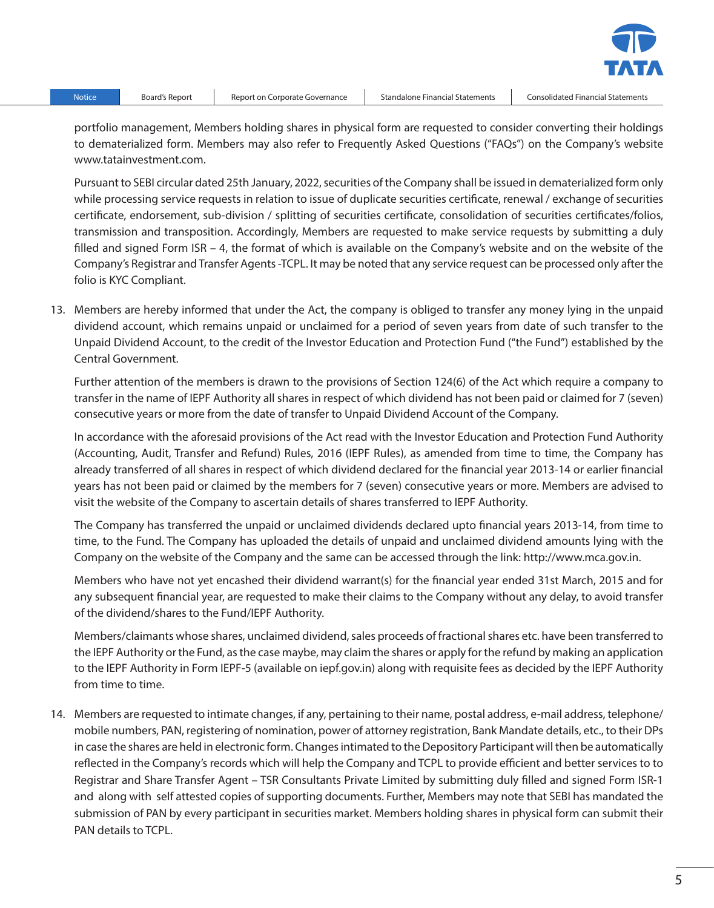portfolio management, Members holding shares in physical form are requested to consider converting their holdings to dematerialized form. Members may also refer to Frequently Asked Questions ("FAQs") on the Company's website www.tatainvestment.com.

Pursuant to SEBI circular dated 25th January, 2022, securities of the Company shall be issued in dematerialized form only while processing service requests in relation to issue of duplicate securities certificate, renewal / exchange of securities certificate, endorsement, sub-division / splitting of securities certificate, consolidation of securities certificates/folios, transmission and transposition. Accordingly, Members are requested to make service requests by submitting a duly filled and signed Form ISR – 4, the format of which is available on the Company's website and on the website of the Company's Registrar and Transfer Agents -TCPL. It may be noted that any service request can be processed only after the folio is KYC Compliant.

13. Members are hereby informed that under the Act, the company is obliged to transfer any money lying in the unpaid dividend account, which remains unpaid or unclaimed for a period of seven years from date of such transfer to the Unpaid Dividend Account, to the credit of the Investor Education and Protection Fund ("the Fund") established by the Central Government.

    Further attention of the members is drawn to the provisions of Section 124(6) of the Act which require a company to transfer in the name of IEPF Authority all shares in respect of which dividend has not been paid or claimed for 7 (seven) consecutive years or more from the date of transfer to Unpaid Dividend Account of the Company.

    In accordance with the aforesaid provisions of the Act read with the Investor Education and Protection Fund Authority (Accounting, Audit, Transfer and Refund) Rules, 2016 (IEPF Rules), as amended from time to time, the Company has already transferred of all shares in respect of which dividend declared for the financial year 2013-14 or earlier financial years has not been paid or claimed by the members for 7 (seven) consecutive years or more. Members are advised to visit the website of the Company to ascertain details of shares transferred to IEPF Authority.

    The Company has transferred the unpaid or unclaimed dividends declared upto financial years 2013-14, from time to time, to the Fund. The Company has uploaded the details of unpaid and unclaimed dividend amounts lying with the Company on the website of the Company and the same can be accessed through the link: http://www.mca.gov.in.

    Members who have not yet encashed their dividend warrant(s) for the financial year ended 31st March, 2015 and for any subsequent financial year, are requested to make their claims to the Company without any delay, to avoid transfer of the dividend/shares to the Fund/IEPF Authority.

    Members/claimants whose shares, unclaimed dividend, sales proceeds of fractional shares etc. have been transferred to the IEPF Authority or the Fund, as the case maybe, may claim the shares or apply for the refund by making an application to the IEPF Authority in Form IEPF-5 (available on iepf.gov.in) along with requisite fees as decided by the IEPF Authority from time to time.

14. Members are requested to intimate changes, if any, pertaining to their name, postal address, e-mail address, telephone/ mobile numbers, PAN, registering of nomination, power of attorney registration, Bank Mandate details, etc., to their DPs in case the shares are held in electronic form. Changes intimated to the Depository Participant will then be automatically reflected in the Company's records which will help the Company and TCPL to provide efficient and better services to to Registrar and Share Transfer Agent – TSR Consultants Private Limited by submitting duly filled and signed Form ISR-1 and along with self attested copies of supporting documents. Further, Members may note that SEBI has mandated the submission of PAN by every participant in securities market. Members holding shares in physical form can submit their PAN details to TCPL.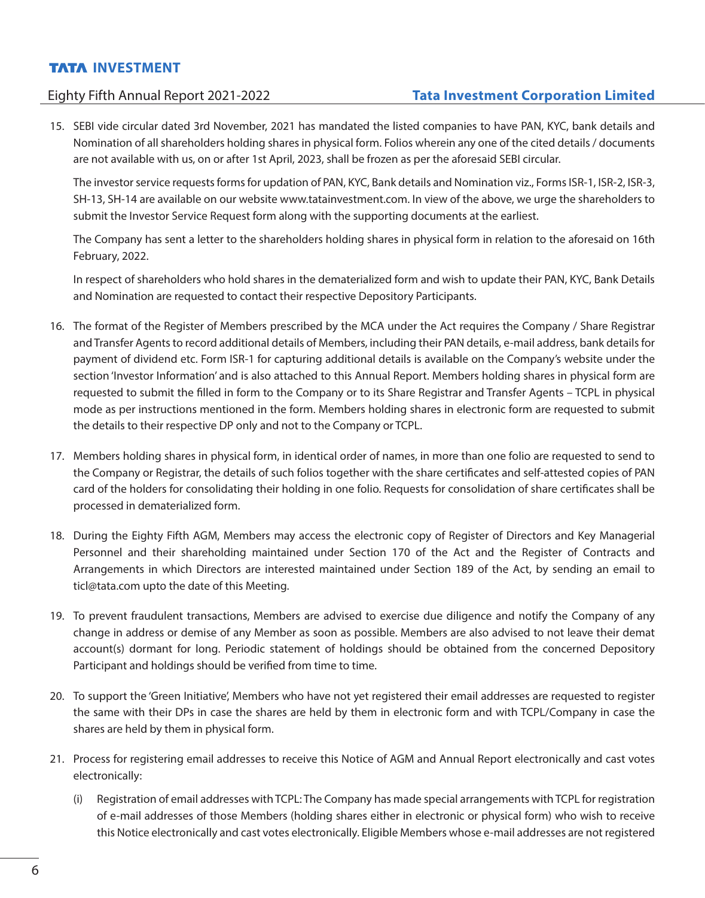15. SEBI vide circular dated 3rd November, 2021 has mandated the listed companies to have PAN, KYC, bank details and Nomination of all shareholders holding shares in physical form. Folios wherein any one of the cited details / documents are not available with us, on or after 1st April, 2023, shall be frozen as per the aforesaid SEBI circular.

    The investor service requests forms for updation of PAN, KYC, Bank details and Nomination viz., Forms ISR-1, ISR-2, ISR-3, SH-13, SH-14 are available on our website www.tatainvestment.com. In view of the above, we urge the shareholders to submit the Investor Service Request form along with the supporting documents at the earliest.

    The Company has sent a letter to the shareholders holding shares in physical form in relation to the aforesaid on 16th February, 2022.

    In respect of shareholders who hold shares in the dematerialized form and wish to update their PAN, KYC, Bank Details and Nomination are requested to contact their respective Depository Participants.

16. The format of the Register of Members prescribed by the MCA under the Act requires the Company / Share Registrar and Transfer Agents to record additional details of Members, including their PAN details, e-mail address, bank details for payment of dividend etc. Form ISR-1 for capturing additional details is available on the Company's website under the section 'Investor Information' and is also attached to this Annual Report. Members holding shares in physical form are requested to submit the filled in form to the Company or to its Share Registrar and Transfer Agents – TCPL in physical mode as per instructions mentioned in the form. Members holding shares in electronic form are requested to submit the details to their respective DP only and not to the Company or TCPL.

17. Members holding shares in physical form, in identical order of names, in more than one folio are requested to send to the Company or Registrar, the details of such folios together with the share certificates and self-attested copies of PAN card of the holders for consolidating their holding in one folio. Requests for consolidation of share certificates shall be processed in dematerialized form.

18. During the Eighty Fifth AGM, Members may access the electronic copy of Register of Directors and Key Managerial Personnel and their shareholding maintained under Section 170 of the Act and the Register of Contracts and Arrangements in which Directors are interested maintained under Section 189 of the Act, by sending an email to ticl@tata.com upto the date of this Meeting.

19. To prevent fraudulent transactions, Members are advised to exercise due diligence and notify the Company of any change in address or demise of any Member as soon as possible. Members are also advised to not leave their demat account(s) dormant for long. Periodic statement of holdings should be obtained from the concerned Depository Participant and holdings should be verified from time to time.

20. To support the 'Green Initiative', Members who have not yet registered their email addresses are requested to register the same with their DPs in case the shares are held by them in electronic form and with TCPL/Company in case the shares are held by them in physical form.

21. Process for registering email addresses to receive this Notice of AGM and Annual Report electronically and cast votes electronically:

    (i) Registration of email addresses with TCPL: The Company has made special arrangements with TCPL for registration of e-mail addresses of those Members (holding shares either in electronic or physical form) who wish to receive this Notice electronically and cast votes electronically. Eligible Members whose e-mail addresses are not registered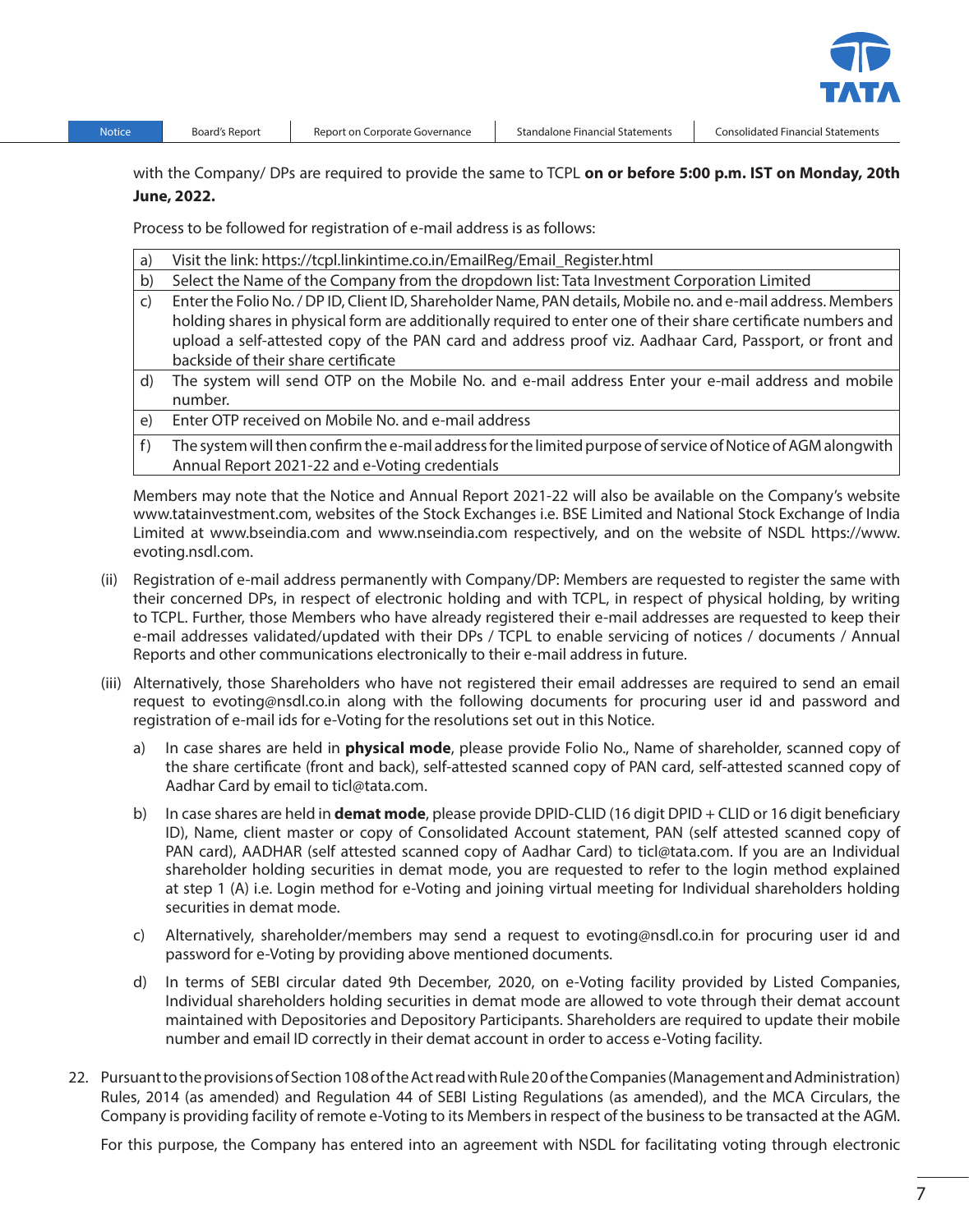with the Company/ DPs are required to provide the same to TCPL **on or before 5:00 p.m. IST on Monday, 20th June, 2022.**

Process to be followed for registration of e-mail address is as follows:

| | |
|---|---|
| a) | Visit the link: https://tcpl.linkintime.co.in/EmailReg/Email_Register.html |
| b) | Select the Name of the Company from the dropdown list: Tata Investment Corporation Limited |
| c) | Enter the Folio No. / DP ID, Client ID, Shareholder Name, PAN details, Mobile no. and e-mail address. Members holding shares in physical form are additionally required to enter one of their share certificate numbers and upload a self-attested copy of the PAN card and address proof viz. Aadhaar Card, Passport, or front and backside of their share certificate |
| d) | The system will send OTP on the Mobile No. and e-mail address Enter your e-mail address and mobile number. |
| e) | Enter OTP received on Mobile No. and e-mail address |
| f) | The system will then confirm the e-mail address for the limited purpose of service of Notice of AGM alongwith Annual Report 2021-22 and e-Voting credentials |

Members may note that the Notice and Annual Report 2021-22 will also be available on the Company's website www.tatainvestment.com, websites of the Stock Exchanges i.e. BSE Limited and National Stock Exchange of India Limited at www.bseindia.com and www.nseindia.com respectively, and on the website of NSDL https://www.evoting.nsdl.com.

(ii) Registration of e-mail address permanently with Company/DP: Members are requested to register the same with their concerned DPs, in respect of electronic holding and with TCPL, in respect of physical holding, by writing to TCPL. Further, those Members who have already registered their e-mail addresses are requested to keep their e-mail addresses validated/updated with their DPs / TCPL to enable servicing of notices / documents / Annual Reports and other communications electronically to their e-mail address in future.

(iii) Alternatively, those Shareholders who have not registered their email addresses are required to send an email request to evoting@nsdl.co.in along with the following documents for procuring user id and password and registration of e-mail ids for e-Voting for the resolutions set out in this Notice.

a) In case shares are held in **physical mode**, please provide Folio No., Name of shareholder, scanned copy of the share certificate (front and back), self-attested scanned copy of PAN card, self-attested scanned copy of Aadhar Card by email to ticl@tata.com.

b) In case shares are held in **demat mode**, please provide DPID-CLID (16 digit DPID + CLID or 16 digit beneficiary ID), Name, client master or copy of Consolidated Account statement, PAN (self attested scanned copy of PAN card), AADHAR (self attested scanned copy of Aadhar Card) to ticl@tata.com. If you are an Individual shareholder holding securities in demat mode, you are requested to refer to the login method explained at step 1 (A) i.e. Login method for e-Voting and joining virtual meeting for Individual shareholders holding securities in demat mode.

c) Alternatively, shareholder/members may send a request to evoting@nsdl.co.in for procuring user id and password for e-Voting by providing above mentioned documents.

d) In terms of SEBI circular dated 9th December, 2020, on e-Voting facility provided by Listed Companies, Individual shareholders holding securities in demat mode are allowed to vote through their demat account maintained with Depositories and Depository Participants. Shareholders are required to update their mobile number and email ID correctly in their demat account in order to access e-Voting facility.

22. Pursuant to the provisions of Section 108 of the Act read with Rule 20 of the Companies (Management and Administration) Rules, 2014 (as amended) and Regulation 44 of SEBI Listing Regulations (as amended), and the MCA Circulars, the Company is providing facility of remote e-Voting to its Members in respect of the business to be transacted at the AGM.

For this purpose, the Company has entered into an agreement with NSDL for facilitating voting through electronic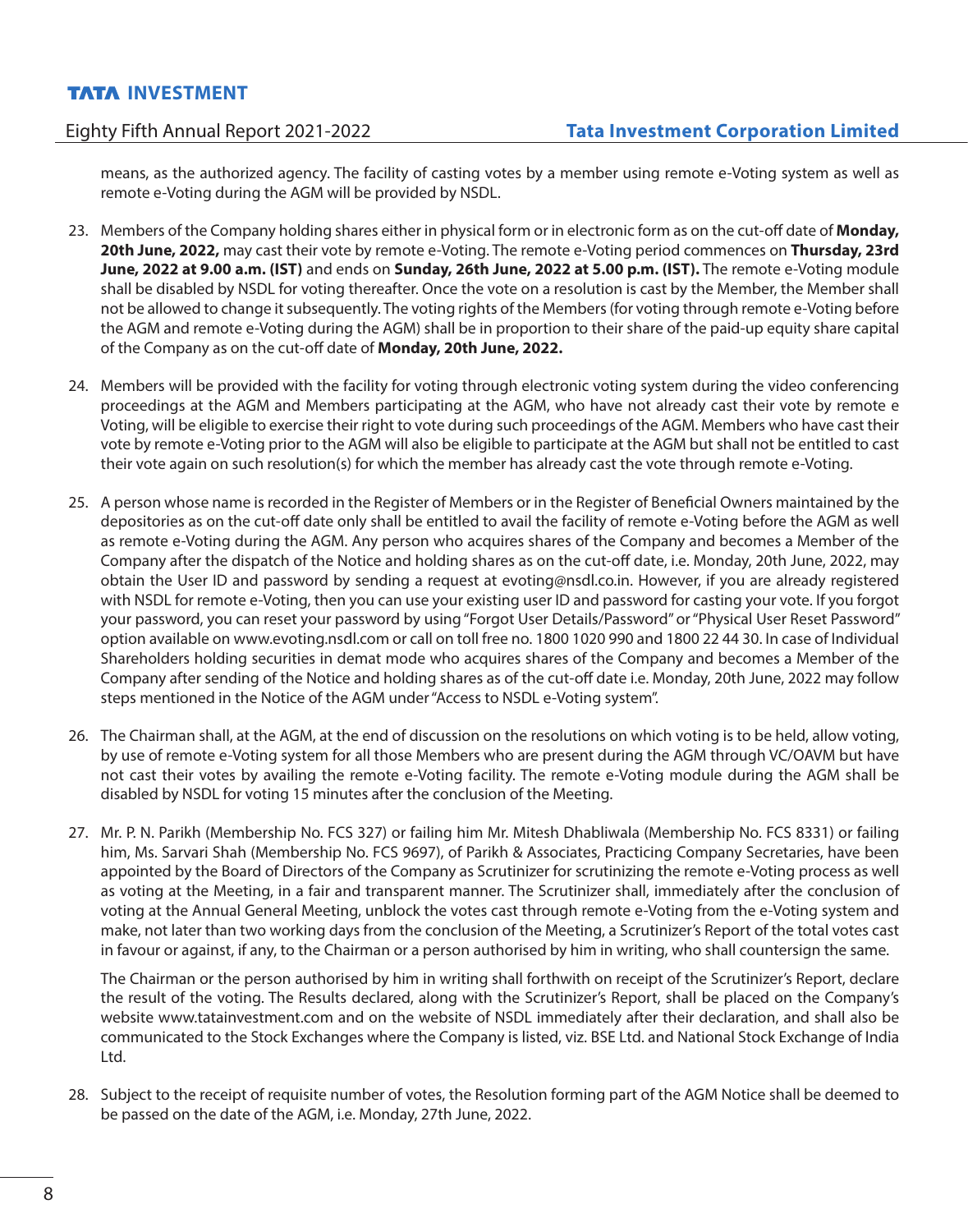means, as the authorized agency. The facility of casting votes by a member using remote e-Voting system as well as remote e-Voting during the AGM will be provided by NSDL.

23. Members of the Company holding shares either in physical form or in electronic form as on the cut-off date of **Monday, 20th June, 2022,** may cast their vote by remote e-Voting. The remote e-Voting period commences on **Thursday, 23rd June, 2022 at 9.00 a.m. (IST)** and ends on **Sunday, 26th June, 2022 at 5.00 p.m. (IST).** The remote e-Voting module shall be disabled by NSDL for voting thereafter. Once the vote on a resolution is cast by the Member, the Member shall not be allowed to change it subsequently. The voting rights of the Members (for voting through remote e-Voting before the AGM and remote e-Voting during the AGM) shall be in proportion to their share of the paid-up equity share capital of the Company as on the cut-off date of **Monday, 20th June, 2022.**

24. Members will be provided with the facility for voting through electronic voting system during the video conferencing proceedings at the AGM and Members participating at the AGM, who have not already cast their vote by remote e Voting, will be eligible to exercise their right to vote during such proceedings of the AGM. Members who have cast their vote by remote e-Voting prior to the AGM will also be eligible to participate at the AGM but shall not be entitled to cast their vote again on such resolution(s) for which the member has already cast the vote through remote e-Voting.

25. A person whose name is recorded in the Register of Members or in the Register of Beneficial Owners maintained by the depositories as on the cut-off date only shall be entitled to avail the facility of remote e-Voting before the AGM as well as remote e-Voting during the AGM. Any person who acquires shares of the Company and becomes a Member of the Company after the dispatch of the Notice and holding shares as on the cut-off date, i.e. Monday, 20th June, 2022, may obtain the User ID and password by sending a request at evoting@nsdl.co.in. However, if you are already registered with NSDL for remote e-Voting, then you can use your existing user ID and password for casting your vote. If you forgot your password, you can reset your password by using "Forgot User Details/Password" or "Physical User Reset Password" option available on www.evoting.nsdl.com or call on toll free no. 1800 1020 990 and 1800 22 44 30. In case of Individual Shareholders holding securities in demat mode who acquires shares of the Company and becomes a Member of the Company after sending of the Notice and holding shares as of the cut-off date i.e. Monday, 20th June, 2022 may follow steps mentioned in the Notice of the AGM under "Access to NSDL e-Voting system".

26. The Chairman shall, at the AGM, at the end of discussion on the resolutions on which voting is to be held, allow voting, by use of remote e-Voting system for all those Members who are present during the AGM through VC/OAVM but have not cast their votes by availing the remote e-Voting facility. The remote e-Voting module during the AGM shall be disabled by NSDL for voting 15 minutes after the conclusion of the Meeting.

27. Mr. P. N. Parikh (Membership No. FCS 327) or failing him Mr. Mitesh Dhabliwala (Membership No. FCS 8331) or failing him, Ms. Sarvari Shah (Membership No. FCS 9697), of Parikh & Associates, Practicing Company Secretaries, have been appointed by the Board of Directors of the Company as Scrutinizer for scrutinizing the remote e-Voting process as well as voting at the Meeting, in a fair and transparent manner. The Scrutinizer shall, immediately after the conclusion of voting at the Annual General Meeting, unblock the votes cast through remote e-Voting from the e-Voting system and make, not later than two working days from the conclusion of the Meeting, a Scrutinizer's Report of the total votes cast in favour or against, if any, to the Chairman or a person authorised by him in writing, who shall countersign the same.

    The Chairman or the person authorised by him in writing shall forthwith on receipt of the Scrutinizer's Report, declare the result of the voting. The Results declared, along with the Scrutinizer's Report, shall be placed on the Company's website www.tatainvestment.com and on the website of NSDL immediately after their declaration, and shall also be communicated to the Stock Exchanges where the Company is listed, viz. BSE Ltd. and National Stock Exchange of India Ltd.

28. Subject to the receipt of requisite number of votes, the Resolution forming part of the AGM Notice shall be deemed to be passed on the date of the AGM, i.e. Monday, 27th June, 2022.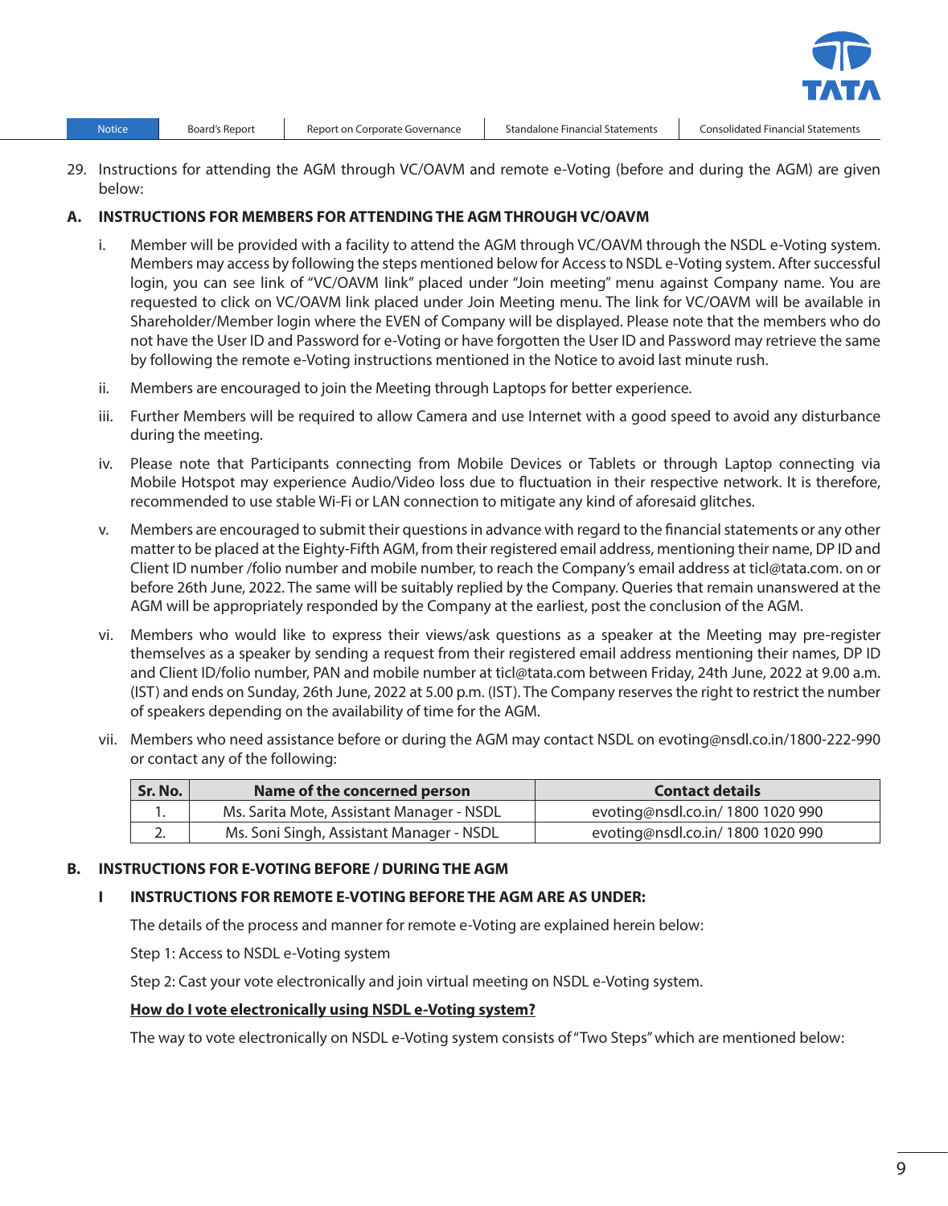29. Instructions for attending the AGM through VC/OAVM and remote e-Voting (before and during the AGM) are given below:

**A. INSTRUCTIONS FOR MEMBERS FOR ATTENDING THE AGM THROUGH VC/OAVM**

i. Member will be provided with a facility to attend the AGM through VC/OAVM through the NSDL e-Voting system. Members may access by following the steps mentioned below for Access to NSDL e-Voting system. After successful login, you can see link of "VC/OAVM link" placed under "Join meeting" menu against Company name. You are requested to click on VC/OAVM link placed under Join Meeting menu. The link for VC/OAVM will be available in Shareholder/Member login where the EVEN of Company will be displayed. Please note that the members who do not have the User ID and Password for e-Voting or have forgotten the User ID and Password may retrieve the same by following the remote e-Voting instructions mentioned in the Notice to avoid last minute rush.

ii. Members are encouraged to join the Meeting through Laptops for better experience.

iii. Further Members will be required to allow Camera and use Internet with a good speed to avoid any disturbance during the meeting.

iv. Please note that Participants connecting from Mobile Devices or Tablets or through Laptop connecting via Mobile Hotspot may experience Audio/Video loss due to fluctuation in their respective network. It is therefore, recommended to use stable Wi-Fi or LAN connection to mitigate any kind of aforesaid glitches.

v. Members are encouraged to submit their questions in advance with regard to the financial statements or any other matter to be placed at the Eighty-Fifth AGM, from their registered email address, mentioning their name, DP ID and Client ID number /folio number and mobile number, to reach the Company's email address at ticl@tata.com. on or before 26th June, 2022. The same will be suitably replied by the Company. Queries that remain unanswered at the AGM will be appropriately responded by the Company at the earliest, post the conclusion of the AGM.

vi. Members who would like to express their views/ask questions as a speaker at the Meeting may pre-register themselves as a speaker by sending a request from their registered email address mentioning their names, DP ID and Client ID/folio number, PAN and mobile number at ticl@tata.com between Friday, 24th June, 2022 at 9.00 a.m. (IST) and ends on Sunday, 26th June, 2022 at 5.00 p.m. (IST). The Company reserves the right to restrict the number of speakers depending on the availability of time for the AGM.

vii. Members who need assistance before or during the AGM may contact NSDL on evoting@nsdl.co.in/1800-222-990 or contact any of the following:

| Sr. No. | Name of the concerned person | Contact details |
|---|---|---|
| 1. | Ms. Sarita Mote, Assistant Manager - NSDL | evoting@nsdl.co.in/ 1800 1020 990 |
| 2. | Ms. Soni Singh, Assistant Manager - NSDL | evoting@nsdl.co.in/ 1800 1020 990 |

**B. INSTRUCTIONS FOR E-VOTING BEFORE / DURING THE AGM**

**I INSTRUCTIONS FOR REMOTE E-VOTING BEFORE THE AGM ARE AS UNDER:**

The details of the process and manner for remote e-Voting are explained herein below:

Step 1: Access to NSDL e-Voting system

Step 2: Cast your vote electronically and join virtual meeting on NSDL e-Voting system.

**How do I vote electronically using NSDL e-Voting system?**

The way to vote electronically on NSDL e-Voting system consists of "Two Steps" which are mentioned below: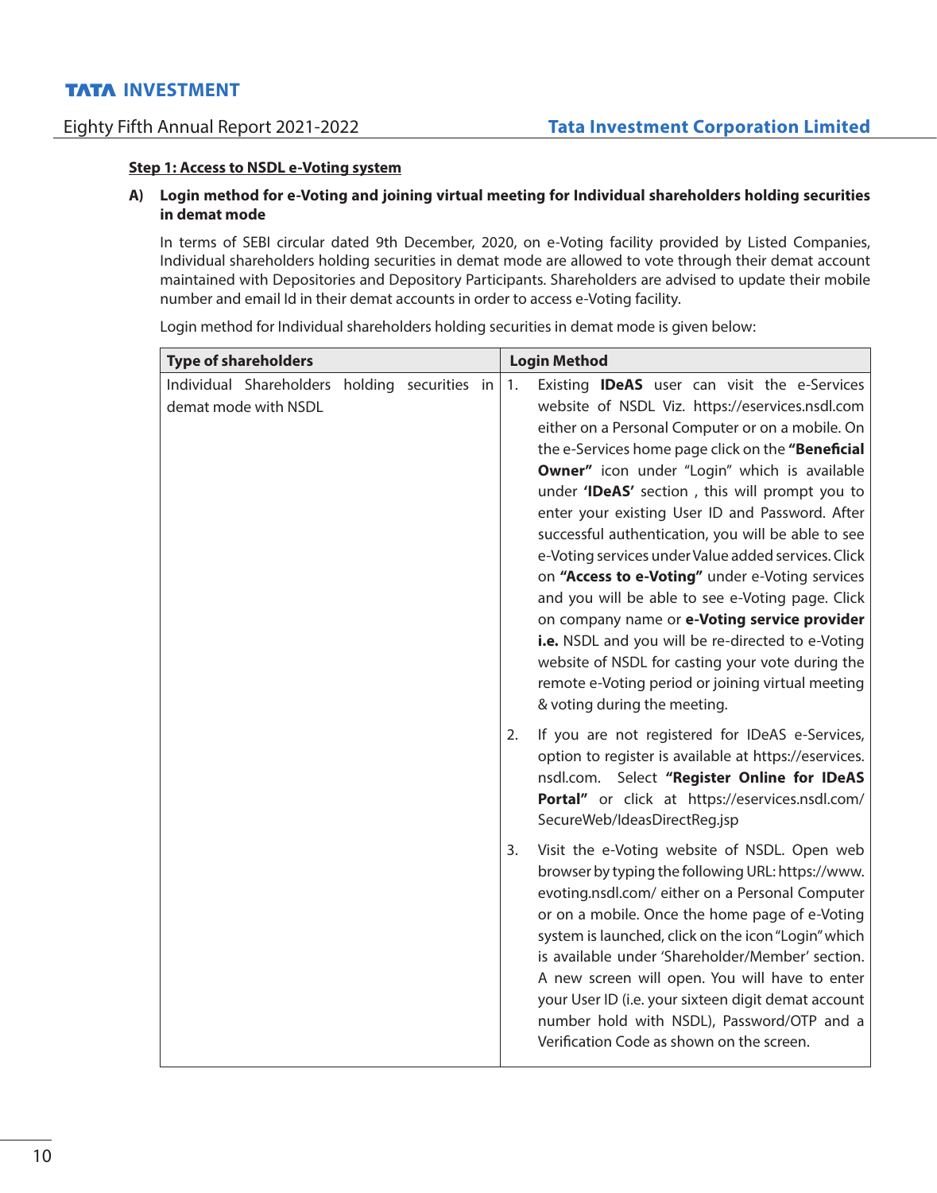**Step 1: Access to NSDL e-Voting system**

**A) Login method for e-Voting and joining virtual meeting for Individual shareholders holding securities in demat mode**

In terms of SEBI circular dated 9th December, 2020, on e-Voting facility provided by Listed Companies, Individual shareholders holding securities in demat mode are allowed to vote through their demat account maintained with Depositories and Depository Participants. Shareholders are advised to update their mobile number and email Id in their demat accounts in order to access e-Voting facility.

Login method for Individual shareholders holding securities in demat mode is given below:

| Type of shareholders | Login Method |
|---|---|
| Individual Shareholders holding securities in demat mode with NSDL | 1. Existing **IDeAS** user can visit the e-Services website of NSDL Viz. https://eservices.nsdl.com either on a Personal Computer or on a mobile. On the e-Services home page click on the **"Beneficial Owner"** icon under "Login" which is available under **'IDeAS'** section , this will prompt you to enter your existing User ID and Password. After successful authentication, you will be able to see e-Voting services under Value added services. Click on **"Access to e-Voting"** under e-Voting services and you will be able to see e-Voting page. Click on company name or **e-Voting service provider i.e.** NSDL and you will be re-directed to e-Voting website of NSDL for casting your vote during the remote e-Voting period or joining virtual meeting & voting during the meeting.<br>2. If you are not registered for IDeAS e-Services, option to register is available at https://eservices.nsdl.com. Select **"Register Online for IDeAS Portal"** or click at https://eservices.nsdl.com/SecureWeb/IdeasDirectReg.jsp<br>3. Visit the e-Voting website of NSDL. Open web browser by typing the following URL: https://www.evoting.nsdl.com/ either on a Personal Computer or on a mobile. Once the home page of e-Voting system is launched, click on the icon "Login" which is available under 'Shareholder/Member' section. A new screen will open. You will have to enter your User ID (i.e. your sixteen digit demat account number hold with NSDL), Password/OTP and a Verification Code as shown on the screen. |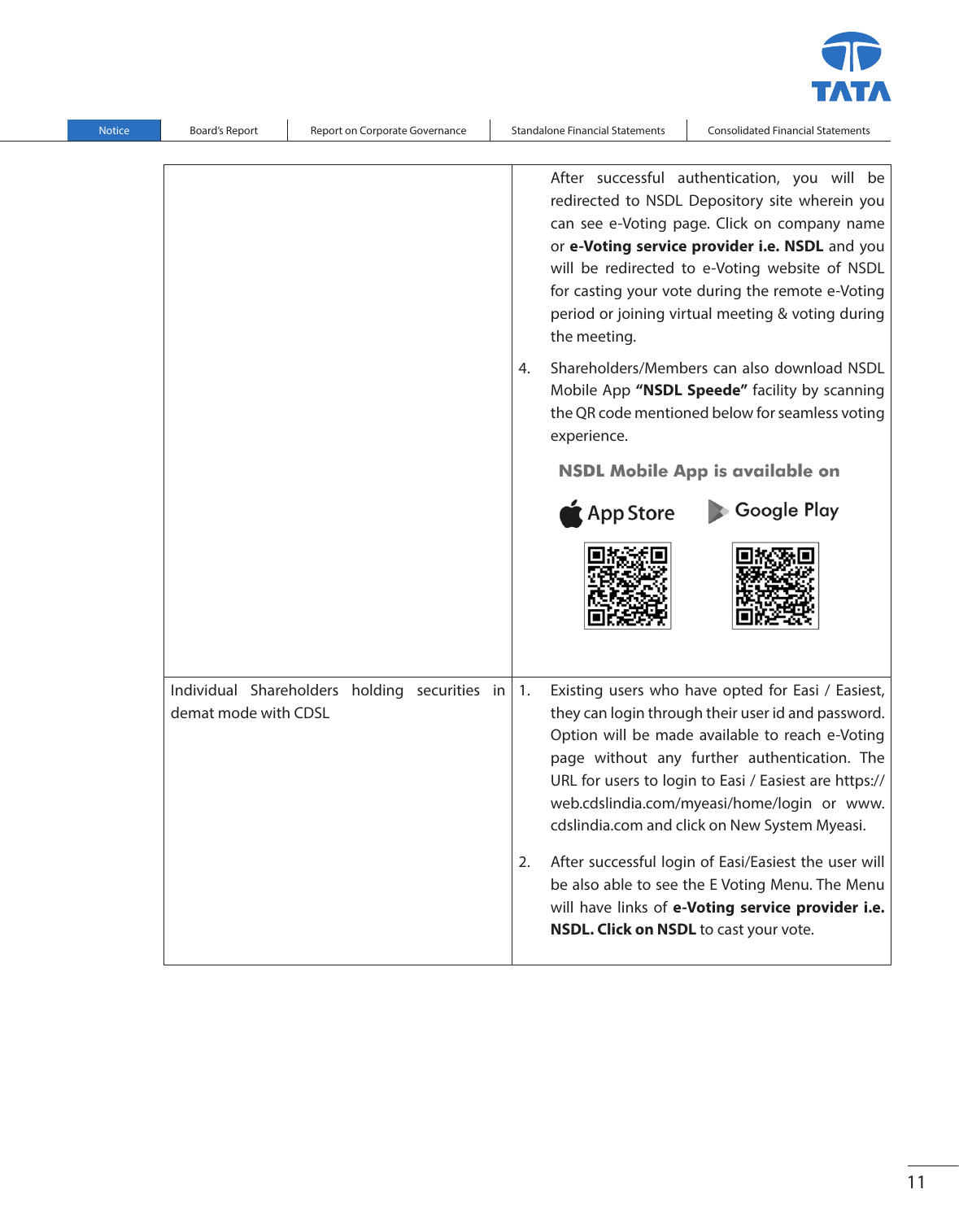| | |
|---|---|
| | After successful authentication, you will be redirected to NSDL Depository site wherein you can see e-Voting page. Click on company name or **e-Voting service provider i.e. NSDL** and you will be redirected to e-Voting website of NSDL for casting your vote during the remote e-Voting period or joining virtual meeting & voting during the meeting.<br><br>4. Shareholders/Members can also download NSDL Mobile App **"NSDL Speede"** facility by scanning the QR code mentioned below for seamless voting experience.<br><br>**NSDL Mobile App is available on**<br><br>App Store Google Play |
| Individual Shareholders holding securities in demat mode with CDSL | 1. Existing users who have opted for Easi / Easiest, they can login through their user id and password. Option will be made available to reach e-Voting page without any further authentication. The URL for users to login to Easi / Easiest are https://web.cdslindia.com/myeasi/home/login or www.cdslindia.com and click on New System Myeasi.<br><br>2. After successful login of Easi/Easiest the user will be also able to see the E Voting Menu. The Menu will have links of **e-Voting service provider i.e. NSDL. Click on NSDL** to cast your vote. |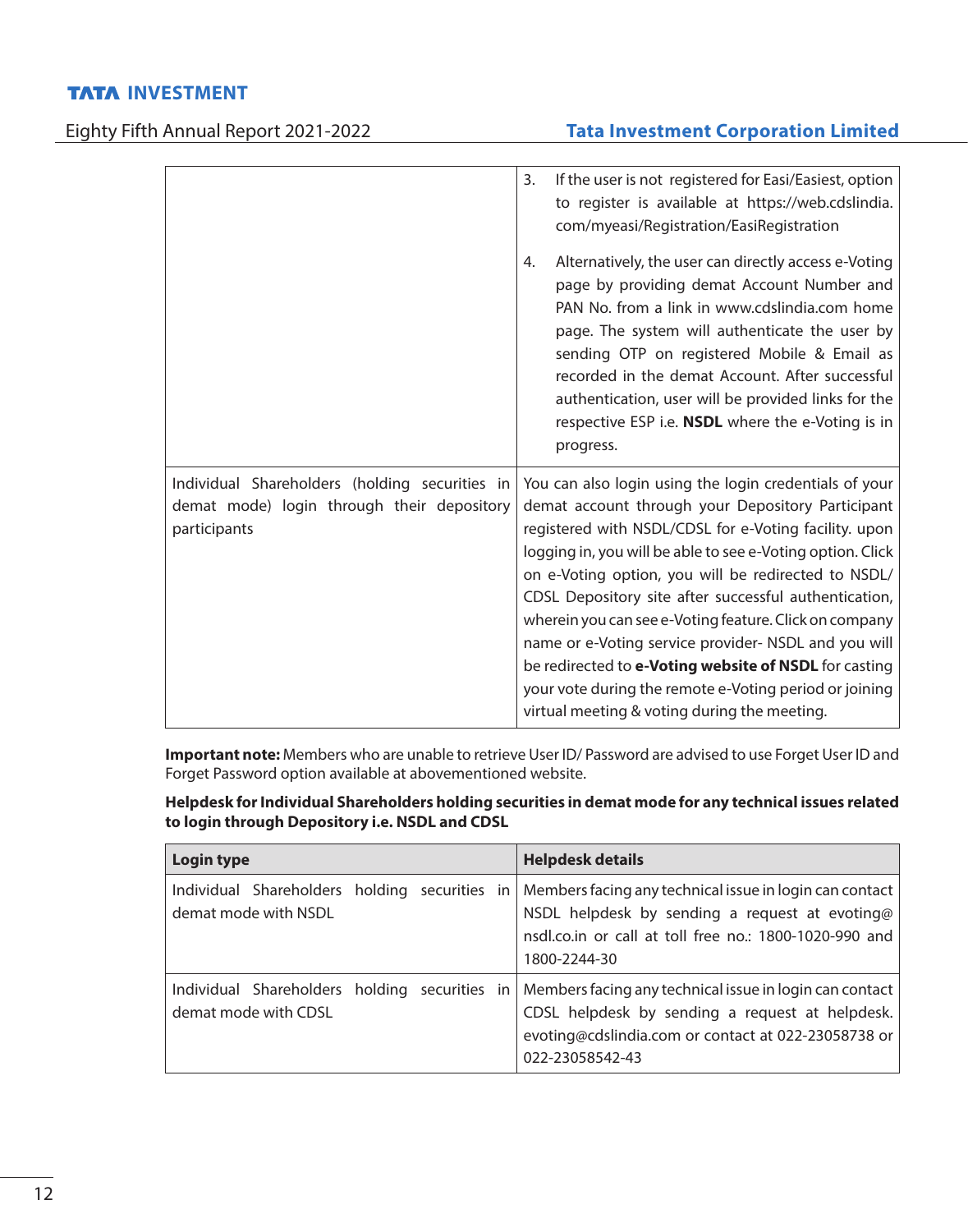| | |
|---|---|
| | 3. If the user is not registered for Easi/Easiest, option to register is available at https://web.cdslindia.com/myeasi/Registration/EasiRegistration<br><br>4. Alternatively, the user can directly access e-Voting page by providing demat Account Number and PAN No. from a link in www.cdslindia.com home page. The system will authenticate the user by sending OTP on registered Mobile & Email as recorded in the demat Account. After successful authentication, user will be provided links for the respective ESP i.e. **NSDL** where the e-Voting is in progress. |
| Individual Shareholders (holding securities in demat mode) login through their depository participants | You can also login using the login credentials of your demat account through your Depository Participant registered with NSDL/CDSL for e-Voting facility. upon logging in, you will be able to see e-Voting option. Click on e-Voting option, you will be redirected to NSDL/CDSL Depository site after successful authentication, wherein you can see e-Voting feature. Click on company name or e-Voting service provider- NSDL and you will be redirected to **e-Voting website of NSDL** for casting your vote during the remote e-Voting period or joining virtual meeting & voting during the meeting. |

**Important note:** Members who are unable to retrieve User ID/ Password are advised to use Forget User ID and Forget Password option available at abovementioned website.

**Helpdesk for Individual Shareholders holding securities in demat mode for any technical issues related to login through Depository i.e. NSDL and CDSL**

| Login type | Helpdesk details |
|---|---|
| Individual Shareholders holding securities in demat mode with NSDL | Members facing any technical issue in login can contact NSDL helpdesk by sending a request at evoting@nsdl.co.in or call at toll free no.: 1800-1020-990 and 1800-2244-30 |
| Individual Shareholders holding securities in demat mode with CDSL | Members facing any technical issue in login can contact CDSL helpdesk by sending a request at helpdesk.evoting@cdslindia.com or contact at 022-23058738 or 022-23058542-43 |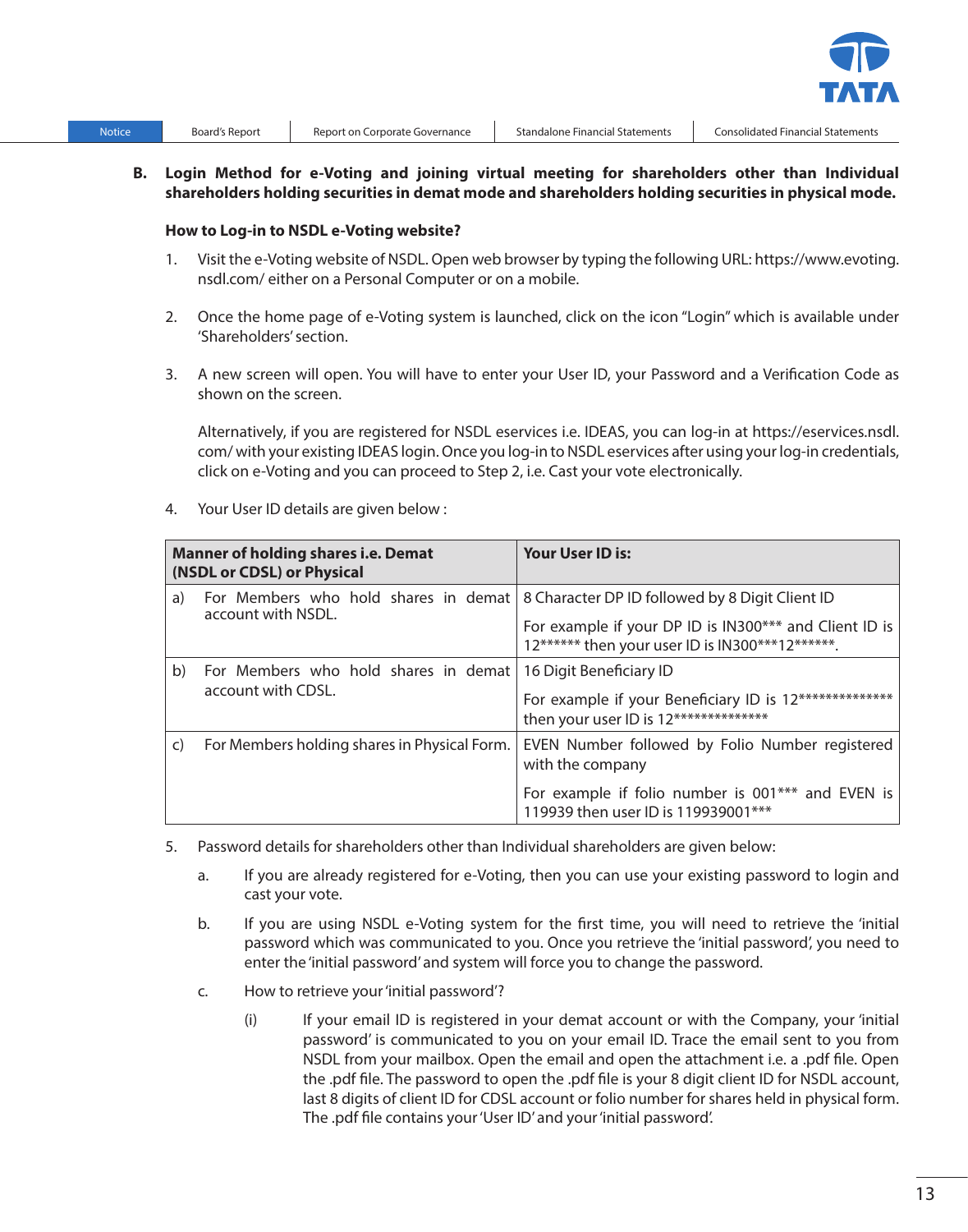**B. Login Method for e-Voting and joining virtual meeting for shareholders other than Individual shareholders holding securities in demat mode and shareholders holding securities in physical mode.**

**How to Log-in to NSDL e-Voting website?**

1. Visit the e-Voting website of NSDL. Open web browser by typing the following URL: https://www.evoting.nsdl.com/ either on a Personal Computer or on a mobile.

2. Once the home page of e-Voting system is launched, click on the icon "Login" which is available under 'Shareholders' section.

3. A new screen will open. You will have to enter your User ID, your Password and a Verification Code as shown on the screen.

   Alternatively, if you are registered for NSDL eservices i.e. IDEAS, you can log-in at https://eservices.nsdl.com/ with your existing IDEAS login. Once you log-in to NSDL eservices after using your log-in credentials, click on e-Voting and you can proceed to Step 2, i.e. Cast your vote electronically.

4. Your User ID details are given below :

| Manner of holding shares i.e. Demat (NSDL or CDSL) or Physical | Your User ID is: |
|---|---|
| a) For Members who hold shares in demat account with NSDL. | 8 Character DP ID followed by 8 Digit Client ID<br>For example if your DP ID is IN300*** and Client ID is 12****** then your user ID is IN300***12******. |
| b) For Members who hold shares in demat account with CDSL. | 16 Digit Beneficiary ID<br>For example if your Beneficiary ID is 12************** then your user ID is 12************** |
| c) For Members holding shares in Physical Form. | EVEN Number followed by Folio Number registered with the company<br>For example if folio number is 001*** and EVEN is 119939 then user ID is 119939001*** |

5. Password details for shareholders other than Individual shareholders are given below:

   a. If you are already registered for e-Voting, then you can use your existing password to login and cast your vote.

   b. If you are using NSDL e-Voting system for the first time, you will need to retrieve the 'initial password which was communicated to you. Once you retrieve the 'initial password', you need to enter the 'initial password' and system will force you to change the password.

   c. How to retrieve your 'initial password'?

      (i) If your email ID is registered in your demat account or with the Company, your 'initial password' is communicated to you on your email ID. Trace the email sent to you from NSDL from your mailbox. Open the email and open the attachment i.e. a .pdf file. Open the .pdf file. The password to open the .pdf file is your 8 digit client ID for NSDL account, last 8 digits of client ID for CDSL account or folio number for shares held in physical form. The .pdf file contains your 'User ID' and your 'initial password'.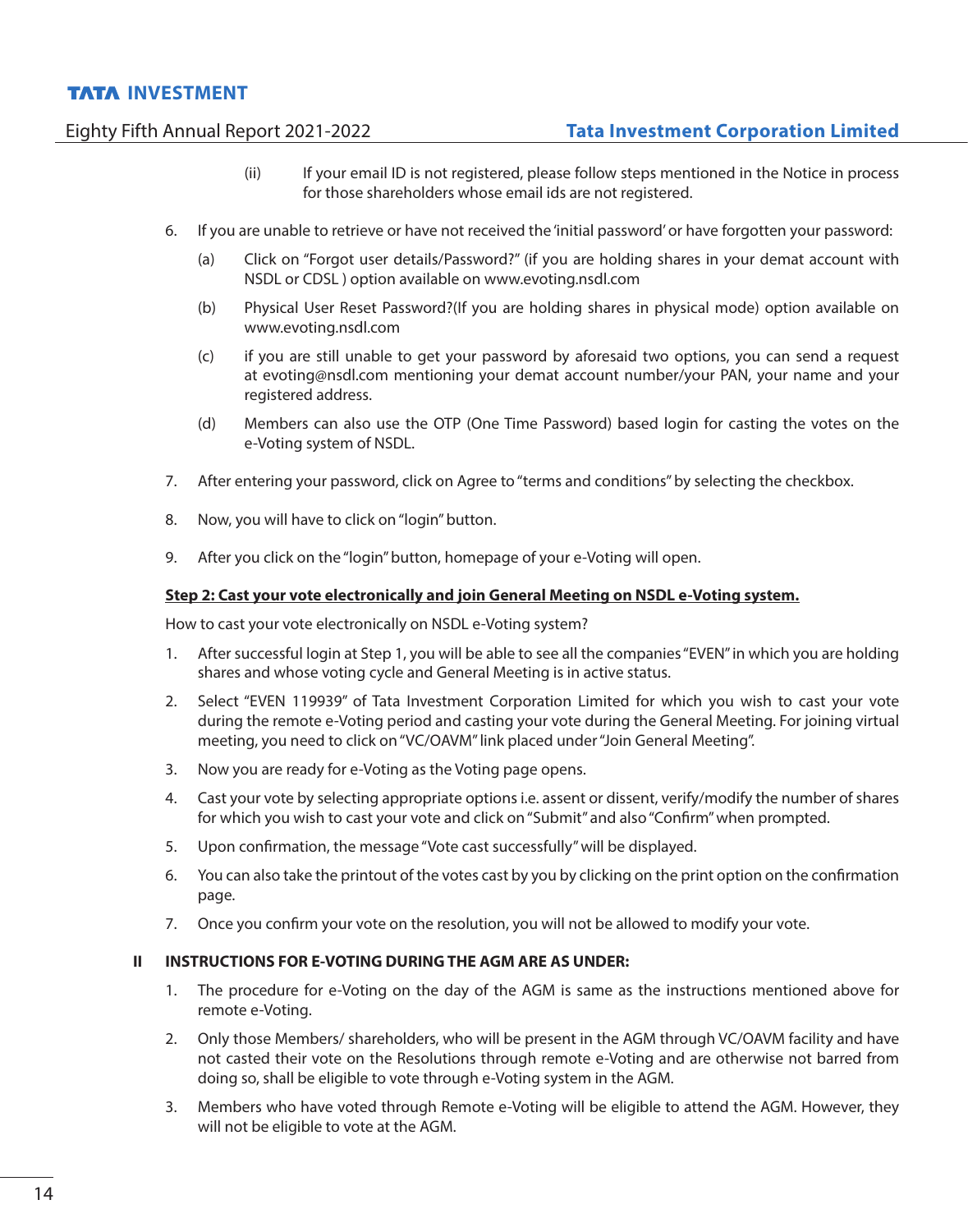(ii) If your email ID is not registered, please follow steps mentioned in the Notice in process for those shareholders whose email ids are not registered.

6. If you are unable to retrieve or have not received the 'initial password' or have forgotten your password:

   (a) Click on "Forgot user details/Password?" (if you are holding shares in your demat account with NSDL or CDSL ) option available on www.evoting.nsdl.com

   (b) Physical User Reset Password?(If you are holding shares in physical mode) option available on www.evoting.nsdl.com

   (c) if you are still unable to get your password by aforesaid two options, you can send a request at evoting@nsdl.com mentioning your demat account number/your PAN, your name and your registered address.

   (d) Members can also use the OTP (One Time Password) based login for casting the votes on the e-Voting system of NSDL.

7. After entering your password, click on Agree to "terms and conditions" by selecting the checkbox.

8. Now, you will have to click on "login" button.

9. After you click on the "login" button, homepage of your e-Voting will open.

**Step 2: Cast your vote electronically and join General Meeting on NSDL e-Voting system.**

How to cast your vote electronically on NSDL e-Voting system?

1. After successful login at Step 1, you will be able to see all the companies "EVEN" in which you are holding shares and whose voting cycle and General Meeting is in active status.

2. Select "EVEN 119939" of Tata Investment Corporation Limited for which you wish to cast your vote during the remote e-Voting period and casting your vote during the General Meeting. For joining virtual meeting, you need to click on "VC/OAVM" link placed under "Join General Meeting".

3. Now you are ready for e-Voting as the Voting page opens.

4. Cast your vote by selecting appropriate options i.e. assent or dissent, verify/modify the number of shares for which you wish to cast your vote and click on "Submit" and also "Confirm" when prompted.

5. Upon confirmation, the message "Vote cast successfully" will be displayed.

6. You can also take the printout of the votes cast by you by clicking on the print option on the confirmation page.

7. Once you confirm your vote on the resolution, you will not be allowed to modify your vote.

**II INSTRUCTIONS FOR E-VOTING DURING THE AGM ARE AS UNDER:**

1. The procedure for e-Voting on the day of the AGM is same as the instructions mentioned above for remote e-Voting.

2. Only those Members/ shareholders, who will be present in the AGM through VC/OAVM facility and have not casted their vote on the Resolutions through remote e-Voting and are otherwise not barred from doing so, shall be eligible to vote through e-Voting system in the AGM.

3. Members who have voted through Remote e-Voting will be eligible to attend the AGM. However, they will not be eligible to vote at the AGM.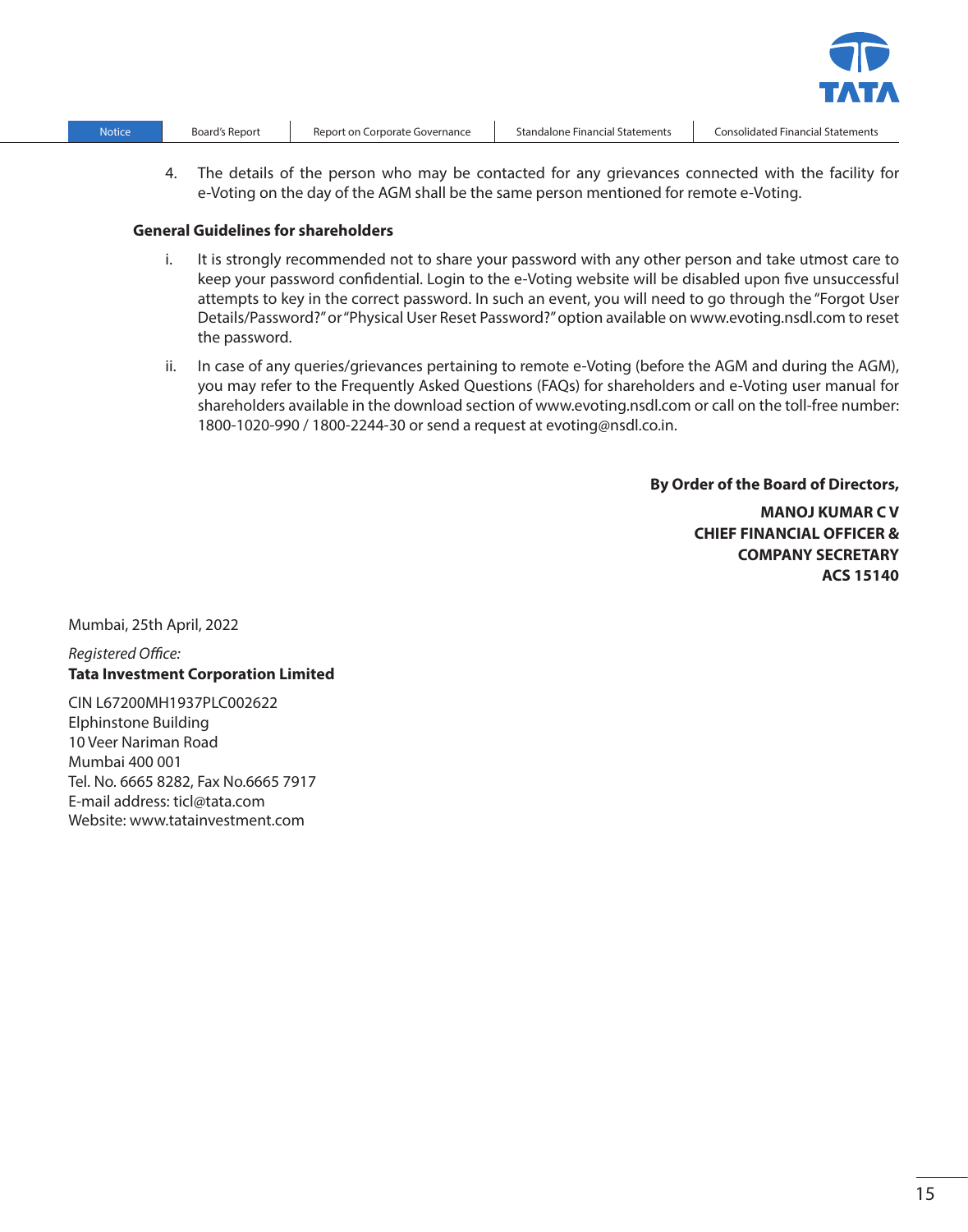4. The details of the person who may be contacted for any grievances connected with the facility for e-Voting on the day of the AGM shall be the same person mentioned for remote e-Voting.

**General Guidelines for shareholders**

i. It is strongly recommended not to share your password with any other person and take utmost care to keep your password confidential. Login to the e-Voting website will be disabled upon five unsuccessful attempts to key in the correct password. In such an event, you will need to go through the "Forgot User Details/Password?" or "Physical User Reset Password?" option available on www.evoting.nsdl.com to reset the password.

ii. In case of any queries/grievances pertaining to remote e-Voting (before the AGM and during the AGM), you may refer to the Frequently Asked Questions (FAQs) for shareholders and e-Voting user manual for shareholders available in the download section of www.evoting.nsdl.com or call on the toll-free number: 1800-1020-990 / 1800-2244-30 or send a request at evoting@nsdl.co.in.

**By Order of the Board of Directors,**

**MANOJ KUMAR C V**
**CHIEF FINANCIAL OFFICER &**
**COMPANY SECRETARY**
**ACS 15140**

Mumbai, 25th April, 2022

*Registered Office:*
**Tata Investment Corporation Limited**

CIN L67200MH1937PLC002622
Elphinstone Building
10 Veer Nariman Road
Mumbai 400 001
Tel. No. 6665 8282, Fax No.6665 7917
E-mail address: ticl@tata.com
Website: www.tatainvestment.com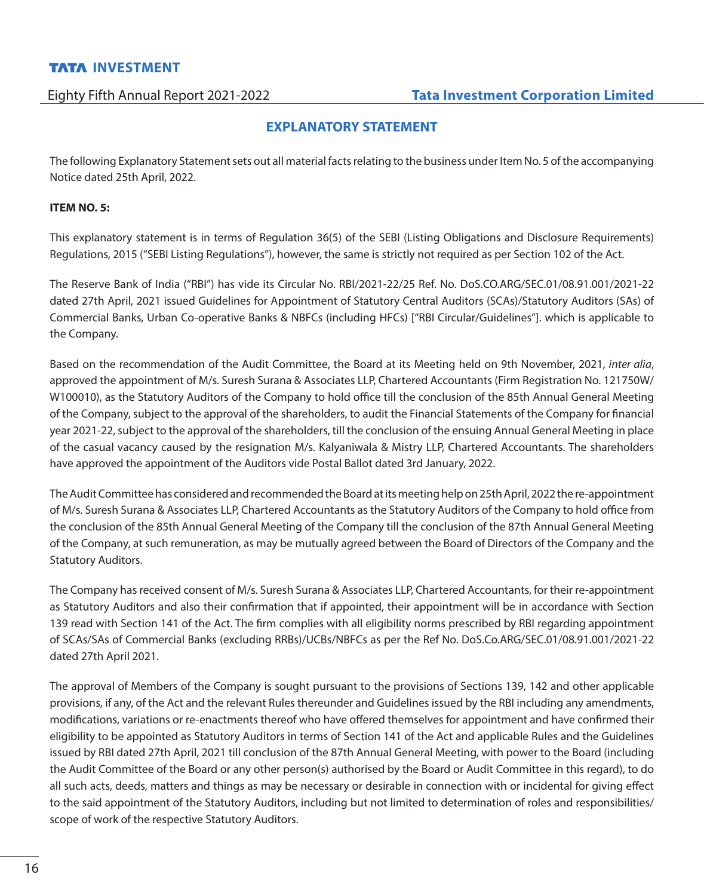## EXPLANATORY STATEMENT

The following Explanatory Statement sets out all material facts relating to the business under Item No. 5 of the accompanying Notice dated 25th April, 2022.

**ITEM NO. 5:**

This explanatory statement is in terms of Regulation 36(5) of the SEBI (Listing Obligations and Disclosure Requirements) Regulations, 2015 ("SEBI Listing Regulations"), however, the same is strictly not required as per Section 102 of the Act.

The Reserve Bank of India ("RBI") has vide its Circular No. RBI/2021-22/25 Ref. No. DoS.CO.ARG/SEC.01/08.91.001/2021-22 dated 27th April, 2021 issued Guidelines for Appointment of Statutory Central Auditors (SCAs)/Statutory Auditors (SAs) of Commercial Banks, Urban Co-operative Banks & NBFCs (including HFCs) ["RBI Circular/Guidelines"]. which is applicable to the Company.

Based on the recommendation of the Audit Committee, the Board at its Meeting held on 9th November, 2021, *inter alia*, approved the appointment of M/s. Suresh Surana & Associates LLP, Chartered Accountants (Firm Registration No. 121750W/ W100010), as the Statutory Auditors of the Company to hold office till the conclusion of the 85th Annual General Meeting of the Company, subject to the approval of the shareholders, to audit the Financial Statements of the Company for financial year 2021-22, subject to the approval of the shareholders, till the conclusion of the ensuing Annual General Meeting in place of the casual vacancy caused by the resignation M/s. Kalyaniwala & Mistry LLP, Chartered Accountants. The shareholders have approved the appointment of the Auditors vide Postal Ballot dated 3rd January, 2022.

The Audit Committee has considered and recommended the Board at its meeting help on 25th April, 2022 the re-appointment of M/s. Suresh Surana & Associates LLP, Chartered Accountants as the Statutory Auditors of the Company to hold office from the conclusion of the 85th Annual General Meeting of the Company till the conclusion of the 87th Annual General Meeting of the Company, at such remuneration, as may be mutually agreed between the Board of Directors of the Company and the Statutory Auditors.

The Company has received consent of M/s. Suresh Surana & Associates LLP, Chartered Accountants, for their re-appointment as Statutory Auditors and also their confirmation that if appointed, their appointment will be in accordance with Section 139 read with Section 141 of the Act. The firm complies with all eligibility norms prescribed by RBI regarding appointment of SCAs/SAs of Commercial Banks (excluding RRBs)/UCBs/NBFCs as per the Ref No. DoS.Co.ARG/SEC.01/08.91.001/2021-22 dated 27th April 2021.

The approval of Members of the Company is sought pursuant to the provisions of Sections 139, 142 and other applicable provisions, if any, of the Act and the relevant Rules thereunder and Guidelines issued by the RBI including any amendments, modifications, variations or re-enactments thereof who have offered themselves for appointment and have confirmed their eligibility to be appointed as Statutory Auditors in terms of Section 141 of the Act and applicable Rules and the Guidelines issued by RBI dated 27th April, 2021 till conclusion of the 87th Annual General Meeting, with power to the Board (including the Audit Committee of the Board or any other person(s) authorised by the Board or Audit Committee in this regard), to do all such acts, deeds, matters and things as may be necessary or desirable in connection with or incidental for giving effect to the said appointment of the Statutory Auditors, including but not limited to determination of roles and responsibilities/ scope of work of the respective Statutory Auditors.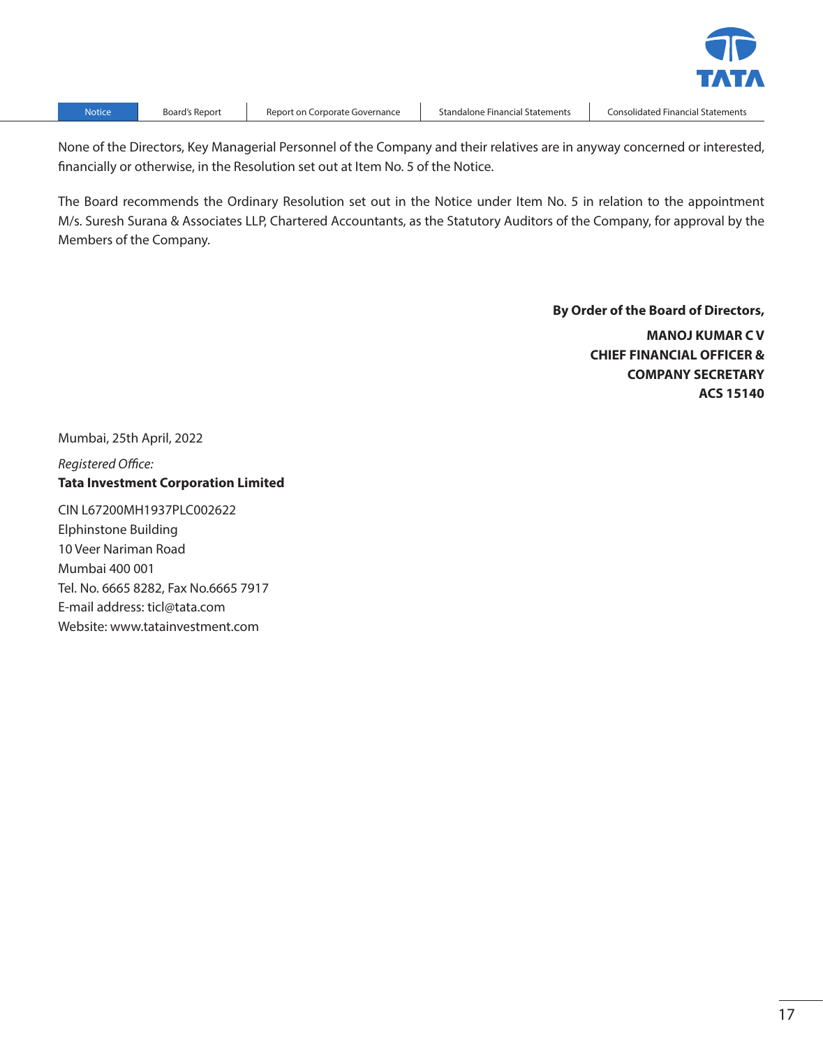None of the Directors, Key Managerial Personnel of the Company and their relatives are in anyway concerned or interested, financially or otherwise, in the Resolution set out at Item No. 5 of the Notice.

The Board recommends the Ordinary Resolution set out in the Notice under Item No. 5 in relation to the appointment M/s. Suresh Surana & Associates LLP, Chartered Accountants, as the Statutory Auditors of the Company, for approval by the Members of the Company.

**By Order of the Board of Directors,**

**MANOJ KUMAR C V**
**CHIEF FINANCIAL OFFICER &**
**COMPANY SECRETARY**
**ACS 15140**

Mumbai, 25th April, 2022

*Registered Office:*
**Tata Investment Corporation Limited**

CIN L67200MH1937PLC002622
Elphinstone Building
10 Veer Nariman Road
Mumbai 400 001
Tel. No. 6665 8282, Fax No.6665 7917
E-mail address: ticl@tata.com
Website: www.tatainvestment.com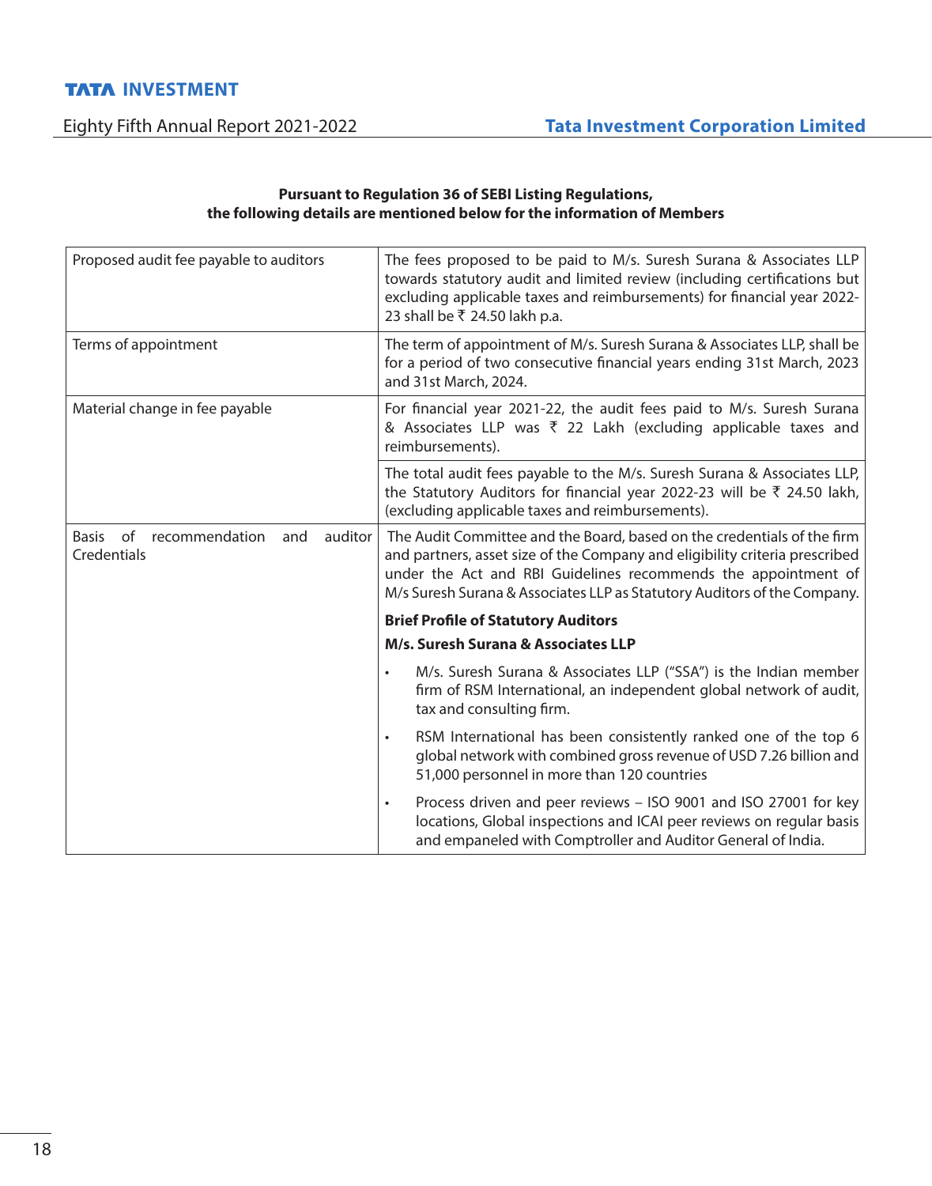**Pursuant to Regulation 36 of SEBI Listing Regulations,**
**the following details are mentioned below for the information of Members**

| | |
|---|---|
| Proposed audit fee payable to auditors | The fees proposed to be paid to M/s. Suresh Surana & Associates LLP towards statutory audit and limited review (including certifications but excluding applicable taxes and reimbursements) for financial year 2022-23 shall be ₹ 24.50 lakh p.a. |
| Terms of appointment | The term of appointment of M/s. Suresh Surana & Associates LLP, shall be for a period of two consecutive financial years ending 31st March, 2023 and 31st March, 2024. |
| Material change in fee payable | For financial year 2021-22, the audit fees paid to M/s. Suresh Surana & Associates LLP was ₹ 22 Lakh (excluding applicable taxes and reimbursements). |
| | The total audit fees payable to the M/s. Suresh Surana & Associates LLP, the Statutory Auditors for financial year 2022-23 will be ₹ 24.50 lakh, (excluding applicable taxes and reimbursements). |
| Basis of recommendation and auditor Credentials | The Audit Committee and the Board, based on the credentials of the firm and partners, asset size of the Company and eligibility criteria prescribed under the Act and RBI Guidelines recommends the appointment of M/s Suresh Surana & Associates LLP as Statutory Auditors of the Company.<br><br>**Brief Profile of Statutory Auditors**<br><br>**M/s. Suresh Surana & Associates LLP**<br><br>• M/s. Suresh Surana & Associates LLP ("SSA") is the Indian member firm of RSM International, an independent global network of audit, tax and consulting firm.<br><br>• RSM International has been consistently ranked one of the top 6 global network with combined gross revenue of USD 7.26 billion and 51,000 personnel in more than 120 countries<br><br>• Process driven and peer reviews – ISO 9001 and ISO 27001 for key locations, Global inspections and ICAI peer reviews on regular basis and empaneled with Comptroller and Auditor General of India. |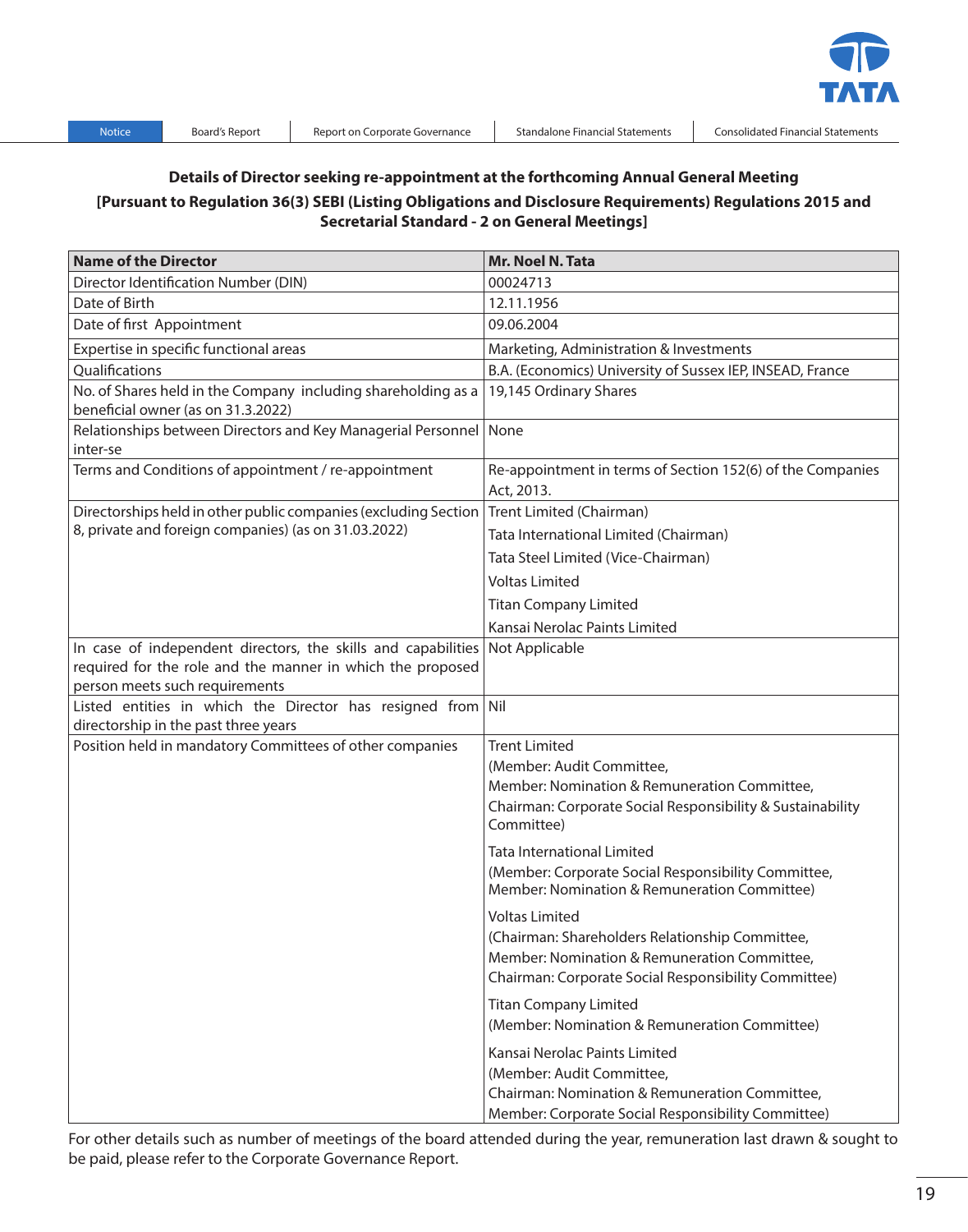## Details of Director seeking re-appointment at the forthcoming Annual General Meeting

### [Pursuant to Regulation 36(3) SEBI (Listing Obligations and Disclosure Requirements) Regulations 2015 and Secretarial Standard - 2 on General Meetings]

| **Name of the Director** | **Mr. Noel N. Tata** |
|---|---|
| Director Identification Number (DIN) | 00024713 |
| Date of Birth | 12.11.1956 |
| Date of first Appointment | 09.06.2004 |
| Expertise in specific functional areas | Marketing, Administration & Investments |
| Qualifications | B.A. (Economics) University of Sussex IEP, INSEAD, France |
| No. of Shares held in the Company including shareholding as a beneficial owner (as on 31.3.2022) | 19,145 Ordinary Shares |
| Relationships between Directors and Key Managerial Personnel inter-se | None |
| Terms and Conditions of appointment / re-appointment | Re-appointment in terms of Section 152(6) of the Companies Act, 2013. |
| Directorships held in other public companies (excluding Section 8, private and foreign companies) (as on 31.03.2022) | Trent Limited (Chairman)<br>Tata International Limited (Chairman)<br>Tata Steel Limited (Vice-Chairman)<br>Voltas Limited<br>Titan Company Limited<br>Kansai Nerolac Paints Limited |
| In case of independent directors, the skills and capabilities required for the role and the manner in which the proposed person meets such requirements | Not Applicable |
| Listed entities in which the Director has resigned from directorship in the past three years | Nil |
| Position held in mandatory Committees of other companies | Trent Limited<br>(Member: Audit Committee,<br>Member: Nomination & Remuneration Committee,<br>Chairman: Corporate Social Responsibility & Sustainability Committee)<br><br>Tata International Limited<br>(Member: Corporate Social Responsibility Committee,<br>Member: Nomination & Remuneration Committee)<br><br>Voltas Limited<br>(Chairman: Shareholders Relationship Committee,<br>Member: Nomination & Remuneration Committee,<br>Chairman: Corporate Social Responsibility Committee)<br><br>Titan Company Limited<br>(Member: Nomination & Remuneration Committee)<br><br>Kansai Nerolac Paints Limited<br>(Member: Audit Committee,<br>Chairman: Nomination & Remuneration Committee,<br>Member: Corporate Social Responsibility Committee) |

For other details such as number of meetings of the board attended during the year, remuneration last drawn & sought to be paid, please refer to the Corporate Governance Report.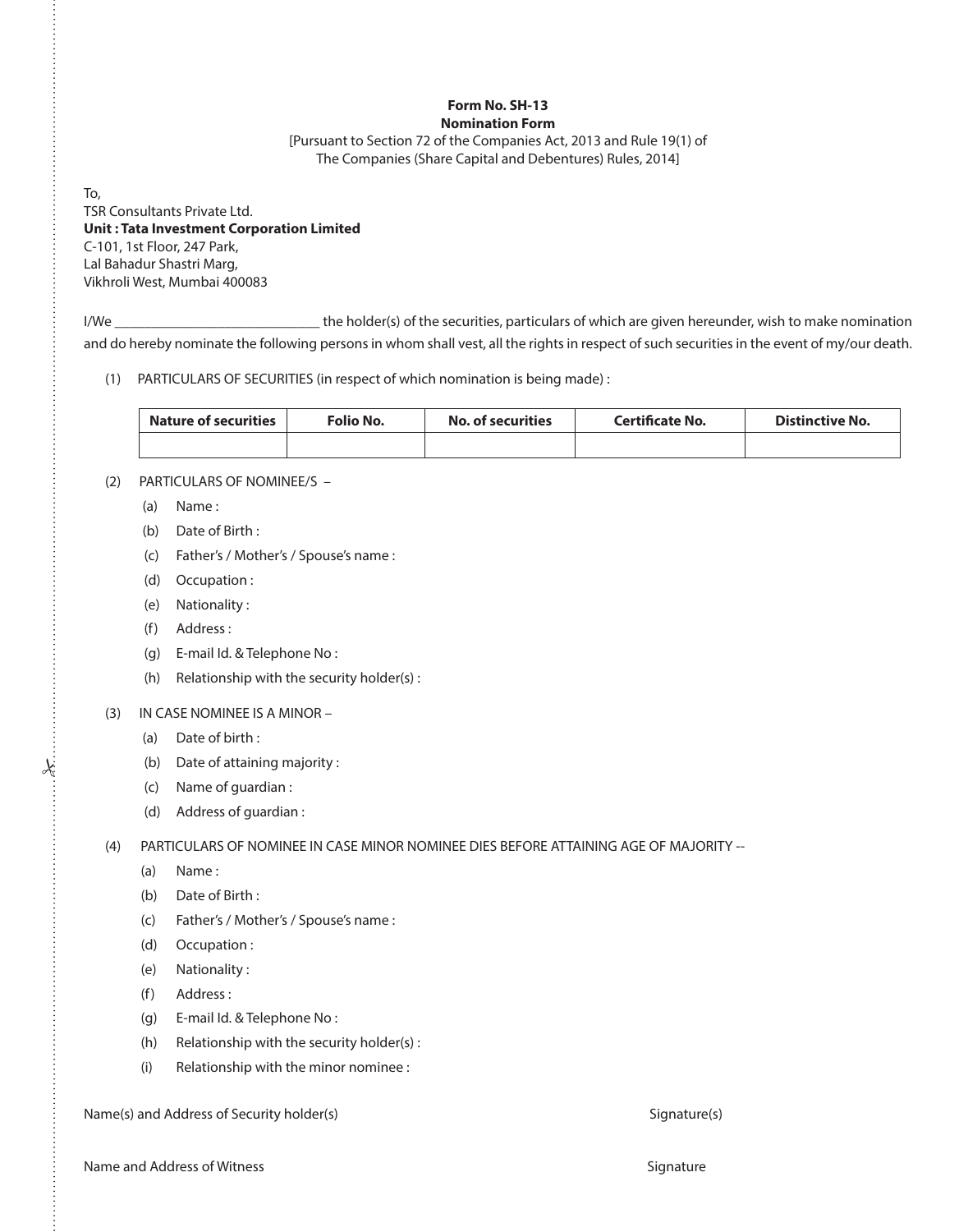**Form No. SH-13**
**Nomination Form**
[Pursuant to Section 72 of the Companies Act, 2013 and Rule 19(1) of The Companies (Share Capital and Debentures) Rules, 2014]

To,
TSR Consultants Private Ltd.
**Unit : Tata Investment Corporation Limited**
C-101, 1st Floor, 247 Park,
Lal Bahadur Shastri Marg,
Vikhroli West, Mumbai 400083

I/We ____________________________ the holder(s) of the securities, particulars of which are given hereunder, wish to make nomination and do hereby nominate the following persons in whom shall vest, all the rights in respect of such securities in the event of my/our death.

(1) PARTICULARS OF SECURITIES (in respect of which nomination is being made) :

| Nature of securities | Folio No. | No. of securities | Certificate No. | Distinctive No. |
|---|---|---|---|---|
| | | | | |

(2) PARTICULARS OF NOMINEE/S –

- (a) Name :
- (b) Date of Birth :
- (c) Father's / Mother's / Spouse's name :
- (d) Occupation :
- (e) Nationality :
- (f) Address :
- (g) E-mail Id. & Telephone No :
- (h) Relationship with the security holder(s) :

(3) IN CASE NOMINEE IS A MINOR –

- (a) Date of birth :
- (b) Date of attaining majority :
- (c) Name of guardian :
- (d) Address of guardian :

(4) PARTICULARS OF NOMINEE IN CASE MINOR NOMINEE DIES BEFORE ATTAINING AGE OF MAJORITY --

- (a) Name :
- (b) Date of Birth :
- (c) Father's / Mother's / Spouse's name :
- (d) Occupation :
- (e) Nationality :
- (f) Address :
- (g) E-mail Id. & Telephone No :
- (h) Relationship with the security holder(s) :
- (i) Relationship with the minor nominee :

Name(s) and Address of Security holder(s) Signature(s)

Name and Address of Witness Signature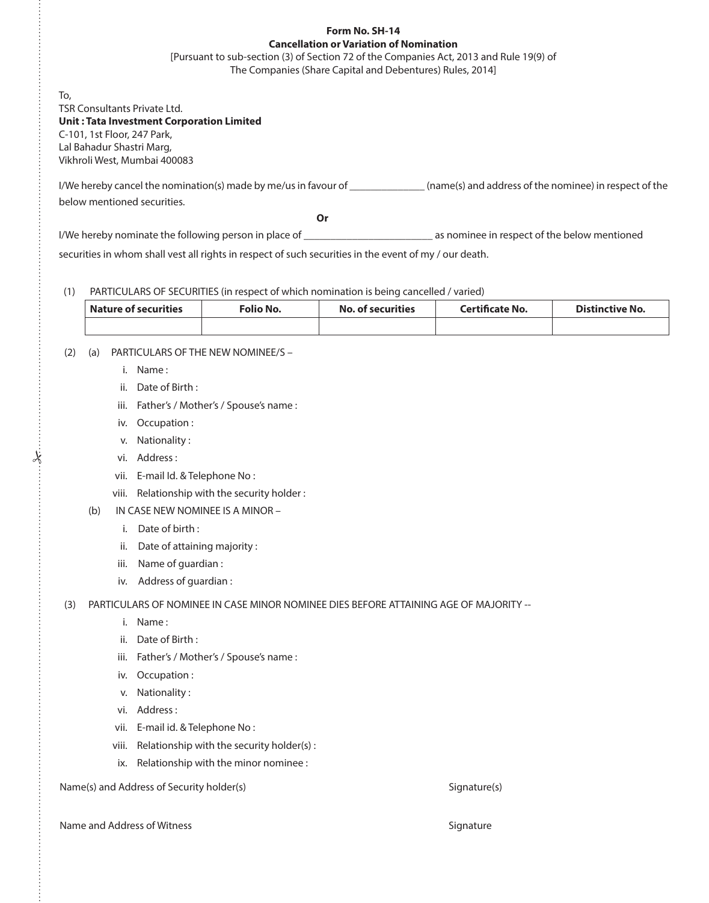**Form No. SH-14**
**Cancellation or Variation of Nomination**
[Pursuant to sub-section (3) of Section 72 of the Companies Act, 2013 and Rule 19(9) of The Companies (Share Capital and Debentures) Rules, 2014]

To,
TSR Consultants Private Ltd.
**Unit : Tata Investment Corporation Limited**
C-101, 1st Floor, 247 Park,
Lal Bahadur Shastri Marg,
Vikhroli West, Mumbai 400083

I/We hereby cancel the nomination(s) made by me/us in favour of ______________ (name(s) and address of the nominee) in respect of the below mentioned securities.

**Or**

I/We hereby nominate the following person in place of ________________________ as nominee in respect of the below mentioned securities in whom shall vest all rights in respect of such securities in the event of my / our death.

(1) PARTICULARS OF SECURITIES (in respect of which nomination is being cancelled / varied)

| Nature of securities | Folio No. | No. of securities | Certificate No. | Distinctive No. |
|---|---|---|---|---|
| | | | | |

(2) (a) PARTICULARS OF THE NEW NOMINEE/S –

i. Name :
ii. Date of Birth :
iii. Father's / Mother's / Spouse's name :
iv. Occupation :
v. Nationality :
vi. Address :
vii. E-mail Id. & Telephone No :
viii. Relationship with the security holder :

(b) IN CASE NEW NOMINEE IS A MINOR –

i. Date of birth :
ii. Date of attaining majority :
iii. Name of guardian :
iv. Address of guardian :

(3) PARTICULARS OF NOMINEE IN CASE MINOR NOMINEE DIES BEFORE ATTAINING AGE OF MAJORITY --

i. Name :
ii. Date of Birth :
iii. Father's / Mother's / Spouse's name :
iv. Occupation :
v. Nationality :
vi. Address :
vii. E-mail id. & Telephone No :
viii. Relationship with the security holder(s) :
ix. Relationship with the minor nominee :

Name(s) and Address of Security holder(s) Signature(s)

Name and Address of Witness Signature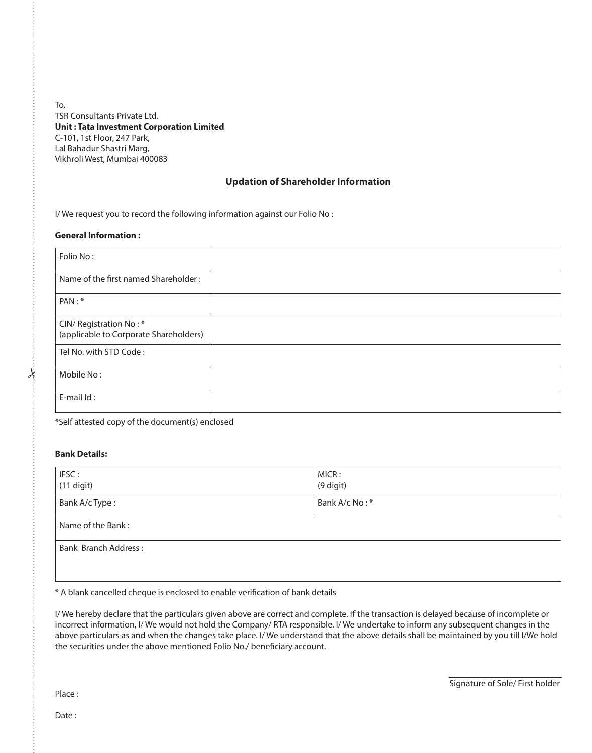To,
TSR Consultants Private Ltd.
**Unit : Tata Investment Corporation Limited**
C-101, 1st Floor, 247 Park,
Lal Bahadur Shastri Marg,
Vikhroli West, Mumbai 400083

## Updation of Shareholder Information

I/ We request you to record the following information against our Folio No :

**General Information :**

| | |
|---|---|
| Folio No : | |
| Name of the first named Shareholder : | |
| PAN : * | |
| CIN/ Registration No : * (applicable to Corporate Shareholders) | |
| Tel No. with STD Code : | |
| Mobile No : | |
| E-mail Id : | |

*Self attested copy of the document(s) enclosed

**Bank Details:**

| | |
|---|---|
| IFSC : (11 digit) | MICR : (9 digit) |
| Bank A/c Type : | Bank A/c No : * |
| Name of the Bank : | |
| Bank Branch Address : | |

* A blank cancelled cheque is enclosed to enable verification of bank details

I/ We hereby declare that the particulars given above are correct and complete. If the transaction is delayed because of incomplete or incorrect information, I/ We would not hold the Company/ RTA responsible. I/ We undertake to inform any subsequent changes in the above particulars as and when the changes take place. I/ We understand that the above details shall be maintained by you till I/We hold the securities under the above mentioned Folio No./ beneficiary account.

Signature of Sole/ First holder

Place :

Date :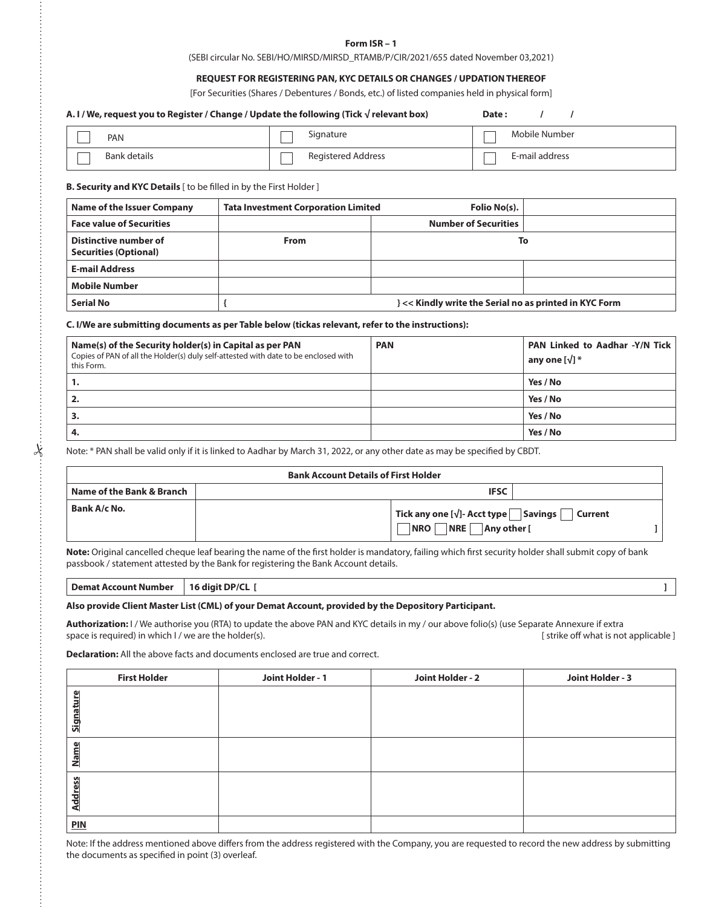**Form ISR – 1**

(SEBI circular No. SEBI/HO/MIRSD/MIRSD_RTAMB/P/CIR/2021/655 dated November 03,2021)

**REQUEST FOR REGISTERING PAN, KYC DETAILS OR CHANGES / UPDATION THEREOF**

[For Securities (Shares / Debentures / Bonds, etc.) of listed companies held in physical form]

**A. I / We, request you to Register / Change / Update the following (Tick √ relevant box)** **Date : / /**

| ☐ PAN | ☐ Signature | ☐ Mobile Number |
|---|---|---|
| ☐ Bank details | ☐ Registered Address | ☐ E-mail address |

**B. Security and KYC Details** [ to be filled in by the First Holder ]

| **Name of the Issuer Company** | **Tata Investment Corporation Limited** | **Folio No(s).** | |
|---|---|---|---|
| **Face value of Securities** | | **Number of Securities** | |
| **Distinctive number of Securities (Optional)** | **From** | **To** | |
| **E-mail Address** | | | |
| **Mobile Number** | | | |
| **Serial No** | { | } << Kindly write the Serial no as printed in KYC Form | |

**C. I/We are submitting documents as per Table below (tickas relevant, refer to the instructions):**

| **Name(s) of the Security holder(s) in Capital as per PAN** Copies of PAN of all the Holder(s) duly self-attested with date to be enclosed with this Form. | **PAN** | **PAN Linked to Aadhar -Y/N Tick any one [√] *** |
|---|---|---|
| **1.** | | **Yes / No** |
| **2.** | | **Yes / No** |
| **3.** | | **Yes / No** |
| **4.** | | **Yes / No** |

Note: * PAN shall be valid only if it is linked to Aadhar by March 31, 2022, or any other date as may be specified by CBDT.

| **Bank Account Details of First Holder** | | | |
|---|---|---|---|
| **Name of the Bank & Branch** | | **IFSC** | |
| **Bank A/c No.** | | **Tick any one [√]- Acct type ☐ Savings ☐ Current ☐ NRO ☐ NRE ☐ Any other [ ]** | |

**Note:** Original cancelled cheque leaf bearing the name of the first holder is mandatory, failing which first security holder shall submit copy of bank passbook / statement attested by the Bank for registering the Bank Account details.

| **Demat Account Number** | **16 digit DP/CL [ ]** |
|---|---|

**Also provide Client Master List (CML) of your Demat Account, provided by the Depository Participant.**

**Authorization:** I / We authorise you (RTA) to update the above PAN and KYC details in my / our above folio(s) (use Separate Annexure if extra space is required) in which I / we are the holder(s). [ strike off what is not applicable ]

**Declaration:** All the above facts and documents enclosed are true and correct.

| | **First Holder** | **Joint Holder - 1** | **Joint Holder - 2** | **Joint Holder - 3** |
|---|---|---|---|---|
| **Signature** | | | | |
| **Name** | | | | |
| **Address** | | | | |
| **PIN** | | | | |

Note: If the address mentioned above differs from the address registered with the Company, you are requested to record the new address by submitting the documents as specified in point (3) overleaf.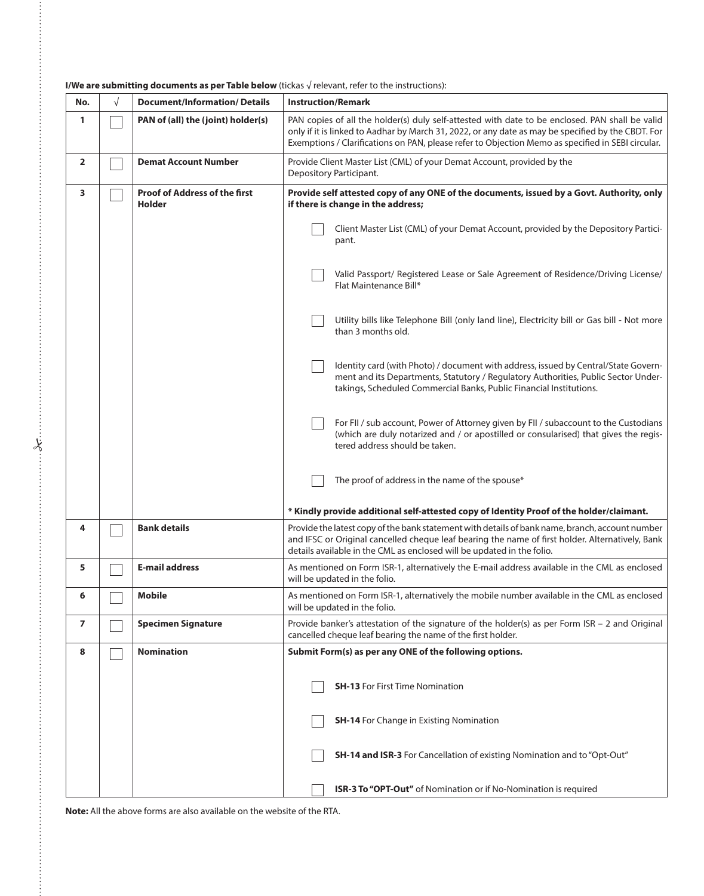**I/We are submitting documents as per Table below** (tickas √ relevant, refer to the instructions):

| No. | √ | Document/Information/ Details | Instruction/Remark |
|---|---|---|---|
| 1 | ☐ | **PAN of (all) the (joint) holder(s)** | PAN copies of all the holder(s) duly self-attested with date to be enclosed. PAN shall be valid only if it is linked to Aadhar by March 31, 2022, or any date as may be specified by the CBDT. For Exemptions / Clarifications on PAN, please refer to Objection Memo as specified in SEBI circular. |
| 2 | ☐ | **Demat Account Number** | Provide Client Master List (CML) of your Demat Account, provided by the Depository Participant. |
| 3 | ☐ | **Proof of Address of the first Holder** | **Provide self attested copy of any ONE of the documents, issued by a Govt. Authority, only if there is change in the address;**<br>☐ Client Master List (CML) of your Demat Account, provided by the Depository Participant.<br>☐ Valid Passport/ Registered Lease or Sale Agreement of Residence/Driving License/ Flat Maintenance Bill*<br>☐ Utility bills like Telephone Bill (only land line), Electricity bill or Gas bill - Not more than 3 months old.<br>☐ Identity card (with Photo) / document with address, issued by Central/State Government and its Departments, Statutory / Regulatory Authorities, Public Sector Undertakings, Scheduled Commercial Banks, Public Financial Institutions.<br>☐ For FII / sub account, Power of Attorney given by FII / subaccount to the Custodians (which are duly notarized and / or apostilled or consularised) that gives the registered address should be taken.<br>☐ The proof of address in the name of the spouse*<br>**\* Kindly provide additional self-attested copy of Identity Proof of the holder/claimant.** |
| 4 | ☐ | **Bank details** | Provide the latest copy of the bank statement with details of bank name, branch, account number and IFSC or Original cancelled cheque leaf bearing the name of first holder. Alternatively, Bank details available in the CML as enclosed will be updated in the folio. |
| 5 | ☐ | **E-mail address** | As mentioned on Form ISR-1, alternatively the E-mail address available in the CML as enclosed will be updated in the folio. |
| 6 | ☐ | **Mobile** | As mentioned on Form ISR-1, alternatively the mobile number available in the CML as enclosed will be updated in the folio. |
| 7 | ☐ | **Specimen Signature** | Provide banker's attestation of the signature of the holder(s) as per Form ISR – 2 and Original cancelled cheque leaf bearing the name of the first holder. |
| 8 | ☐ | **Nomination** | **Submit Form(s) as per any ONE of the following options.**<br>☐ **SH-13** For First Time Nomination<br>☐ **SH-14** For Change in Existing Nomination<br>☐ **SH-14 and ISR-3** For Cancellation of existing Nomination and to "Opt-Out"<br>☐ **ISR-3 To "OPT-Out"** of Nomination or if No-Nomination is required |

**Note:** All the above forms are also available on the website of the RTA.